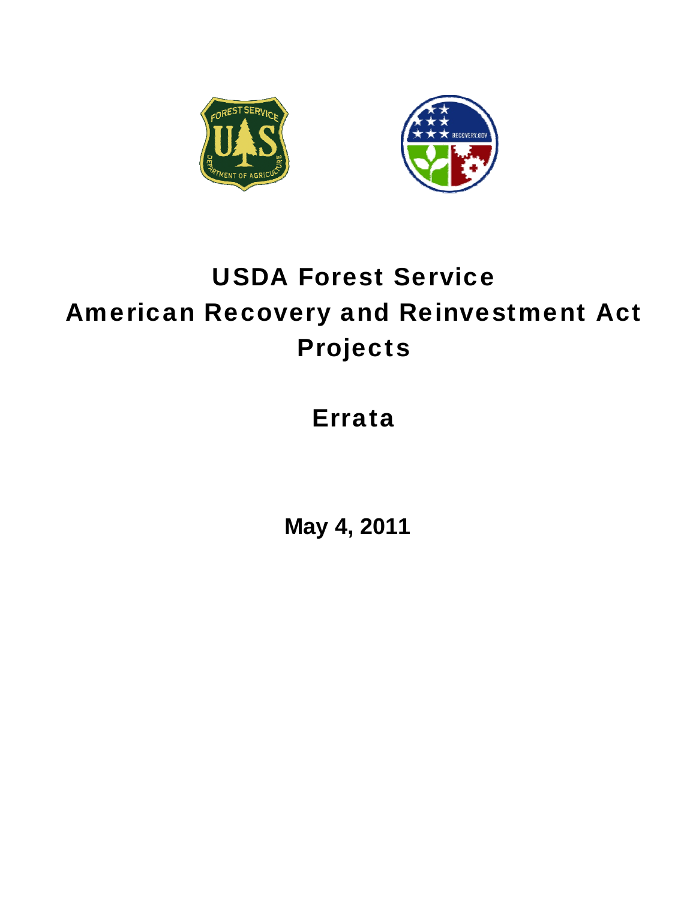# USDA Forest Service
# American Recovery and Reinvestment Act Projects

## Errata

**May 4, 2011**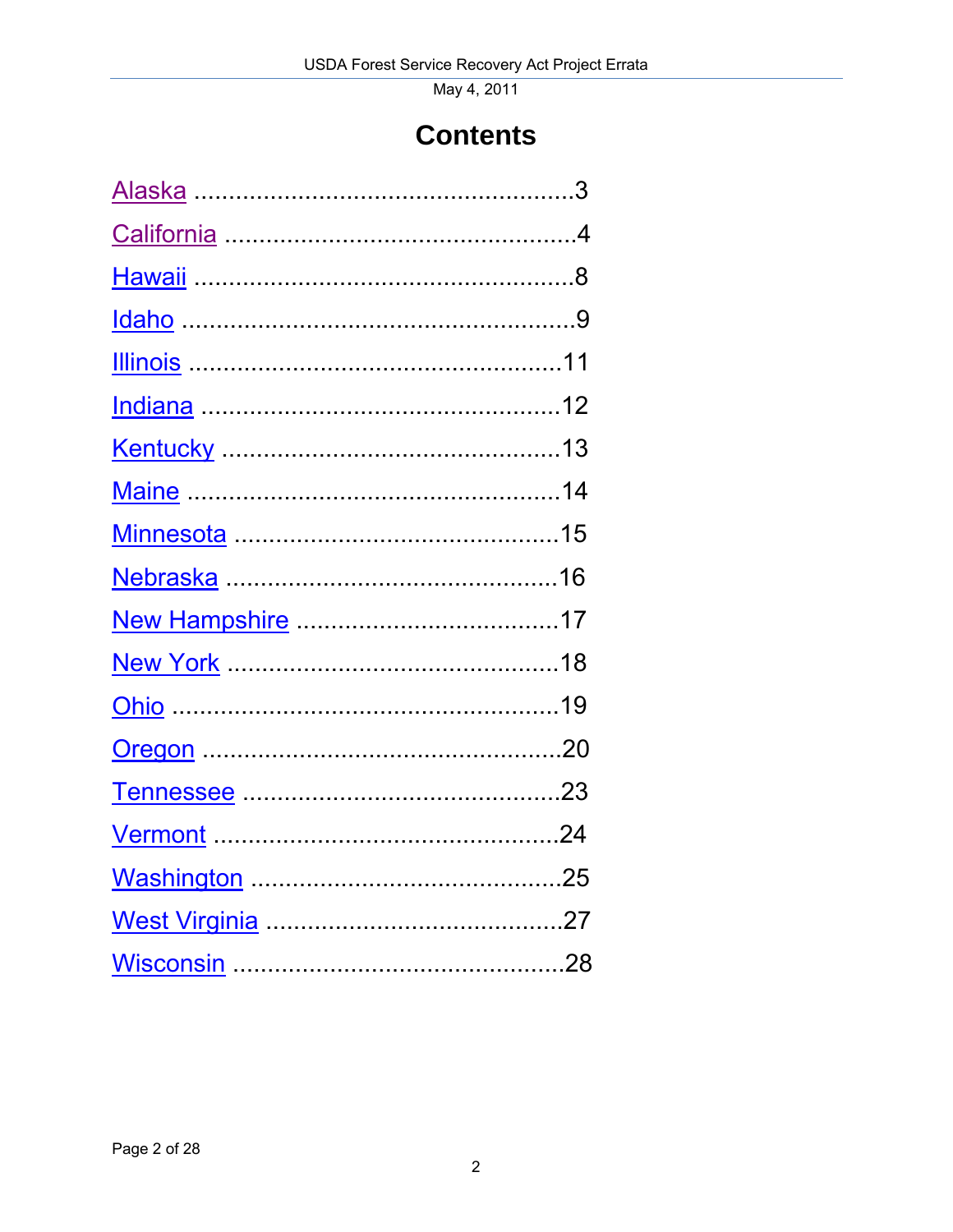# Contents

Alaska ......................................................3

California ..................................................4

Hawaii ......................................................8

Idaho ........................................................9

Illinois .....................................................11

Indiana ....................................................12

Kentucky .................................................13

Maine ......................................................14

Minnesota ...............................................15

Nebraska ................................................16

New Hampshire ......................................17

New York ................................................18

Ohio .......................................................19

Oregon ....................................................20

Tennessee ..............................................23

Vermont ..................................................24

Washington .............................................25

West Virginia ...........................................27

Wisconsin ................................................28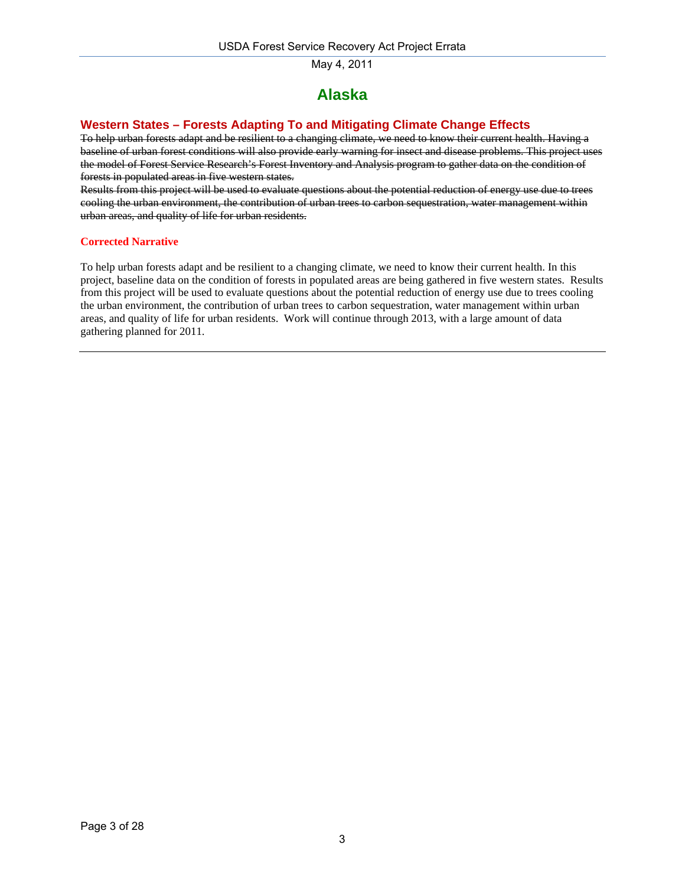# Alaska

## Western States – Forests Adapting To and Mitigating Climate Change Effects

~~To help urban forests adapt and be resilient to a changing climate, we need to know their current health. Having a baseline of urban forest conditions will also provide early warning for insect and disease problems. This project uses the model of Forest Service Research's Forest Inventory and Analysis program to gather data on the condition of forests in populated areas in five western states.~~

~~Results from this project will be used to evaluate questions about the potential reduction of energy use due to trees cooling the urban environment, the contribution of urban trees to carbon sequestration, water management within urban areas, and quality of life for urban residents.~~

**Corrected Narrative**

To help urban forests adapt and be resilient to a changing climate, we need to know their current health. In this project, baseline data on the condition of forests in populated areas are being gathered in five western states. Results from this project will be used to evaluate questions about the potential reduction of energy use due to trees cooling the urban environment, the contribution of urban trees to carbon sequestration, water management within urban areas, and quality of life for urban residents. Work will continue through 2013, with a large amount of data gathering planned for 2011.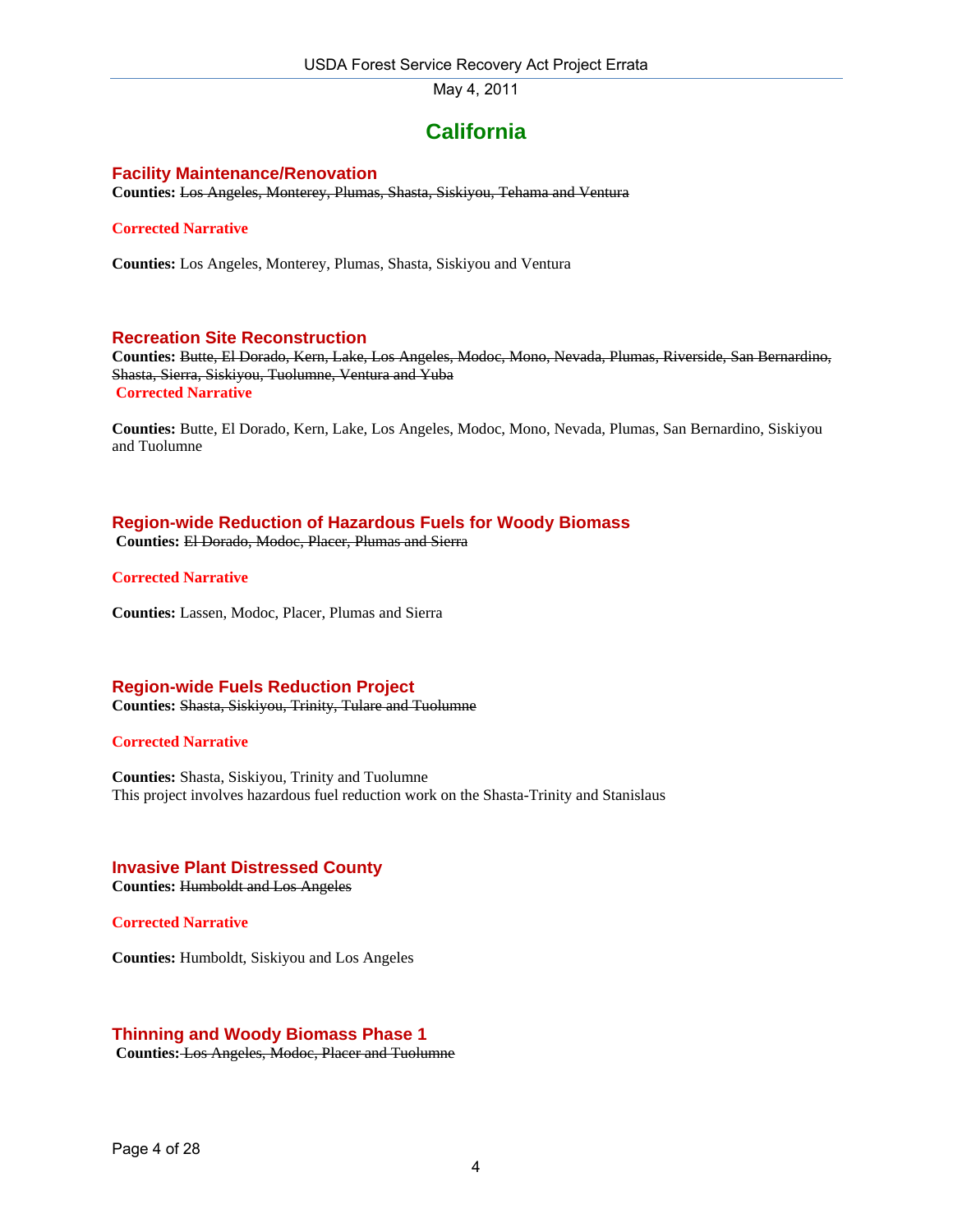# California

### Facility Maintenance/Renovation

**Counties:** ~~Los Angeles, Monterey, Plumas, Shasta, Siskiyou, Tehama and Ventura~~

**Corrected Narrative**

**Counties:** Los Angeles, Monterey, Plumas, Shasta, Siskiyou and Ventura

### Recreation Site Reconstruction

**Counties:** ~~Butte, El Dorado, Kern, Lake, Los Angeles, Modoc, Mono, Nevada, Plumas, Riverside, San Bernardino, Shasta, Sierra, Siskiyou, Tuolumne, Ventura and Yuba~~

**Corrected Narrative**

**Counties:** Butte, El Dorado, Kern, Lake, Los Angeles, Modoc, Mono, Nevada, Plumas, San Bernardino, Siskiyou and Tuolumne

### Region-wide Reduction of Hazardous Fuels for Woody Biomass

**Counties:** ~~El Dorado, Modoc, Placer, Plumas and Sierra~~

**Corrected Narrative**

**Counties:** Lassen, Modoc, Placer, Plumas and Sierra

### Region-wide Fuels Reduction Project

**Counties:** ~~Shasta, Siskiyou, Trinity, Tulare and Tuolumne~~

**Corrected Narrative**

**Counties:** Shasta, Siskiyou, Trinity and Tuolumne
This project involves hazardous fuel reduction work on the Shasta-Trinity and Stanislaus

### Invasive Plant Distressed County

**Counties:** ~~Humboldt and Los Angeles~~

**Corrected Narrative**

**Counties:** Humboldt, Siskiyou and Los Angeles

### Thinning and Woody Biomass Phase 1

**Counties:** ~~Los Angeles, Modoc, Placer and Tuolumne~~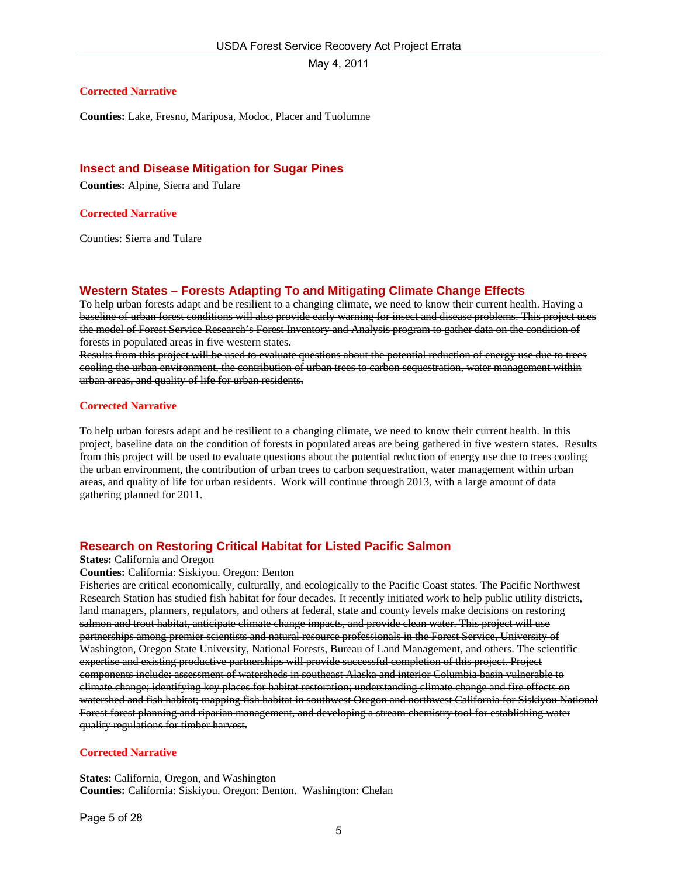**Corrected Narrative**

**Counties:** Lake, Fresno, Mariposa, Modoc, Placer and Tuolumne

## Insect and Disease Mitigation for Sugar Pines

**Counties:** ~~Alpine, Sierra and Tulare~~

**Corrected Narrative**

Counties: Sierra and Tulare

## Western States – Forests Adapting To and Mitigating Climate Change Effects

~~To help urban forests adapt and be resilient to a changing climate, we need to know their current health. Having a baseline of urban forest conditions will also provide early warning for insect and disease problems. This project uses the model of Forest Service Research's Forest Inventory and Analysis program to gather data on the condition of forests in populated areas in five western states.~~

~~Results from this project will be used to evaluate questions about the potential reduction of energy use due to trees cooling the urban environment, the contribution of urban trees to carbon sequestration, water management within urban areas, and quality of life for urban residents.~~

**Corrected Narrative**

To help urban forests adapt and be resilient to a changing climate, we need to know their current health. In this project, baseline data on the condition of forests in populated areas are being gathered in five western states. Results from this project will be used to evaluate questions about the potential reduction of energy use due to trees cooling the urban environment, the contribution of urban trees to carbon sequestration, water management within urban areas, and quality of life for urban residents. Work will continue through 2013, with a large amount of data gathering planned for 2011.

## Research on Restoring Critical Habitat for Listed Pacific Salmon

**States:** ~~California and Oregon~~

**Counties:** ~~California: Siskiyou. Oregon: Benton~~

~~Fisheries are critical economically, culturally, and ecologically to the Pacific Coast states. The Pacific Northwest Research Station has studied fish habitat for four decades. It recently initiated work to help public utility districts, land managers, planners, regulators, and others at federal, state and county levels make decisions on restoring salmon and trout habitat, anticipate climate change impacts, and provide clean water. This project will use partnerships among premier scientists and natural resource professionals in the Forest Service, University of Washington, Oregon State University, National Forests, Bureau of Land Management, and others. The scientific expertise and existing productive partnerships will provide successful completion of this project. Project components include: assessment of watersheds in southeast Alaska and interior Columbia basin vulnerable to climate change; identifying key places for habitat restoration; understanding climate change and fire effects on watershed and fish habitat; mapping fish habitat in southwest Oregon and northwest California for Siskiyou National Forest forest planning and riparian management, and developing a stream chemistry tool for establishing water quality regulations for timber harvest.~~

**Corrected Narrative**

**States:** California, Oregon, and Washington
**Counties:** California: Siskiyou. Oregon: Benton. Washington: Chelan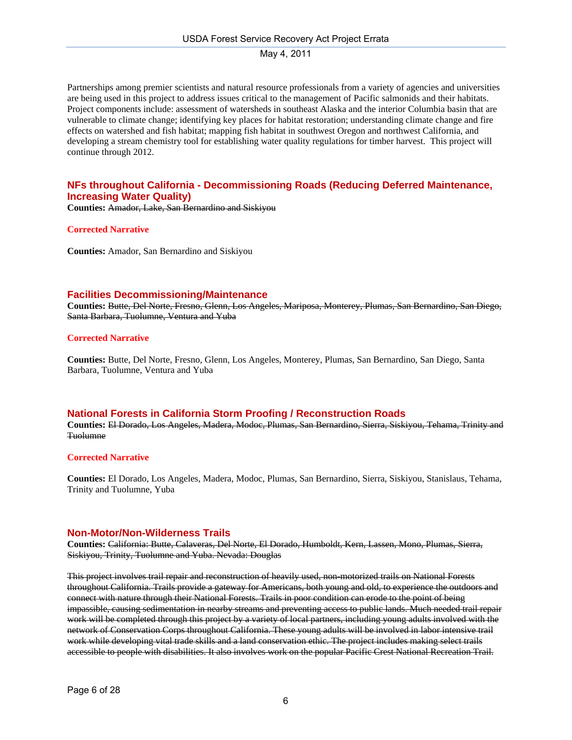Partnerships among premier scientists and natural resource professionals from a variety of agencies and universities are being used in this project to address issues critical to the management of Pacific salmonids and their habitats. Project components include: assessment of watersheds in southeast Alaska and the interior Columbia basin that are vulnerable to climate change; identifying key places for habitat restoration; understanding climate change and fire effects on watershed and fish habitat; mapping fish habitat in southwest Oregon and northwest California, and developing a stream chemistry tool for establishing water quality regulations for timber harvest. This project will continue through 2012.

### NFs throughout California - Decommissioning Roads (Reducing Deferred Maintenance, Increasing Water Quality)

**Counties:** ~~Amador, Lake, San Bernardino and Siskiyou~~

**Corrected Narrative**

**Counties:** Amador, San Bernardino and Siskiyou

### Facilities Decommissioning/Maintenance

**Counties:** ~~Butte, Del Norte, Fresno, Glenn, Los Angeles, Mariposa, Monterey, Plumas, San Bernardino, San Diego, Santa Barbara, Tuolumne, Ventura and Yuba~~

**Corrected Narrative**

**Counties:** Butte, Del Norte, Fresno, Glenn, Los Angeles, Monterey, Plumas, San Bernardino, San Diego, Santa Barbara, Tuolumne, Ventura and Yuba

### National Forests in California Storm Proofing / Reconstruction Roads

**Counties:** ~~El Dorado, Los Angeles, Madera, Modoc, Plumas, San Bernardino, Sierra, Siskiyou, Tehama, Trinity and Tuolumne~~

**Corrected Narrative**

**Counties:** El Dorado, Los Angeles, Madera, Modoc, Plumas, San Bernardino, Sierra, Siskiyou, Stanislaus, Tehama, Trinity and Tuolumne, Yuba

### Non-Motor/Non-Wilderness Trails

**Counties:** ~~California: Butte, Calaveras, Del Norte, El Dorado, Humboldt, Kern, Lassen, Mono, Plumas, Sierra, Siskiyou, Trinity, Tuolumne and Yuba. Nevada: Douglas~~

~~This project involves trail repair and reconstruction of heavily used, non-motorized trails on National Forests throughout California. Trails provide a gateway for Americans, both young and old, to experience the outdoors and connect with nature through their National Forests. Trails in poor condition can erode to the point of being impassible, causing sedimentation in nearby streams and preventing access to public lands. Much needed trail repair work will be completed through this project by a variety of local partners, including young adults involved with the network of Conservation Corps throughout California. These young adults will be involved in labor intensive trail work while developing vital trade skills and a land conservation ethic. The project includes making select trails accessible to people with disabilities. It also involves work on the popular Pacific Crest National Recreation Trail.~~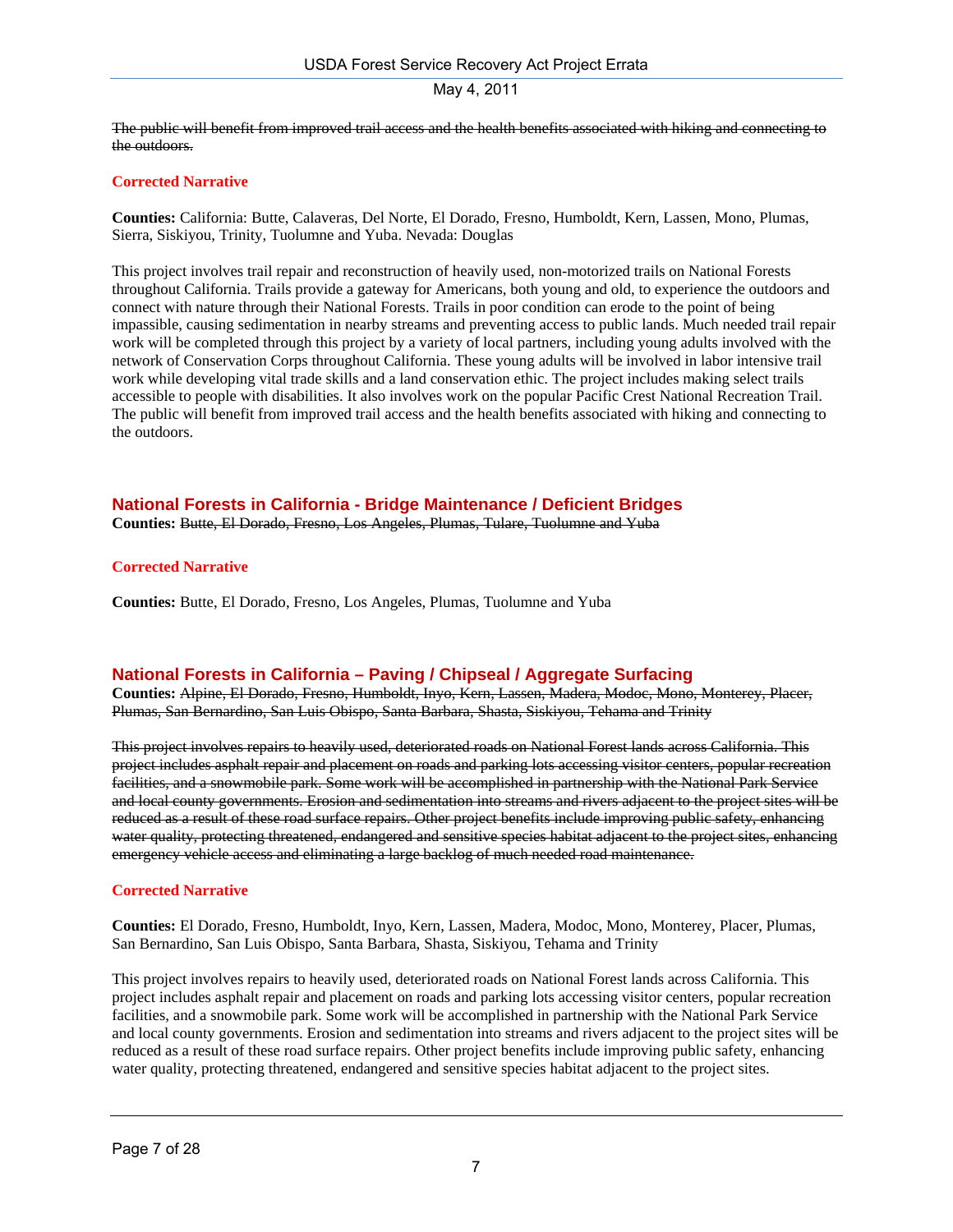~~The public will benefit from improved trail access and the health benefits associated with hiking and connecting to the outdoors.~~

**Corrected Narrative**

**Counties:** California: Butte, Calaveras, Del Norte, El Dorado, Fresno, Humboldt, Kern, Lassen, Mono, Plumas, Sierra, Siskiyou, Trinity, Tuolumne and Yuba. Nevada: Douglas

This project involves trail repair and reconstruction of heavily used, non-motorized trails on National Forests throughout California. Trails provide a gateway for Americans, both young and old, to experience the outdoors and connect with nature through their National Forests. Trails in poor condition can erode to the point of being impassible, causing sedimentation in nearby streams and preventing access to public lands. Much needed trail repair work will be completed through this project by a variety of local partners, including young adults involved with the network of Conservation Corps throughout California. These young adults will be involved in labor intensive trail work while developing vital trade skills and a land conservation ethic. The project includes making select trails accessible to people with disabilities. It also involves work on the popular Pacific Crest National Recreation Trail. The public will benefit from improved trail access and the health benefits associated with hiking and connecting to the outdoors.

## National Forests in California - Bridge Maintenance / Deficient Bridges

**Counties:** ~~Butte, El Dorado, Fresno, Los Angeles, Plumas, Tulare, Tuolumne and Yuba~~

**Corrected Narrative**

**Counties:** Butte, El Dorado, Fresno, Los Angeles, Plumas, Tuolumne and Yuba

## National Forests in California – Paving / Chipseal / Aggregate Surfacing

**Counties:** ~~Alpine, El Dorado, Fresno, Humboldt, Inyo, Kern, Lassen, Madera, Modoc, Mono, Monterey, Placer, Plumas, San Bernardino, San Luis Obispo, Santa Barbara, Shasta, Siskiyou, Tehama and Trinity~~

~~This project involves repairs to heavily used, deteriorated roads on National Forest lands across California. This project includes asphalt repair and placement on roads and parking lots accessing visitor centers, popular recreation facilities, and a snowmobile park. Some work will be accomplished in partnership with the National Park Service and local county governments. Erosion and sedimentation into streams and rivers adjacent to the project sites will be reduced as a result of these road surface repairs. Other project benefits include improving public safety, enhancing water quality, protecting threatened, endangered and sensitive species habitat adjacent to the project sites, enhancing emergency vehicle access and eliminating a large backlog of much needed road maintenance.~~

**Corrected Narrative**

**Counties:** El Dorado, Fresno, Humboldt, Inyo, Kern, Lassen, Madera, Modoc, Mono, Monterey, Placer, Plumas, San Bernardino, San Luis Obispo, Santa Barbara, Shasta, Siskiyou, Tehama and Trinity

This project involves repairs to heavily used, deteriorated roads on National Forest lands across California. This project includes asphalt repair and placement on roads and parking lots accessing visitor centers, popular recreation facilities, and a snowmobile park. Some work will be accomplished in partnership with the National Park Service and local county governments. Erosion and sedimentation into streams and rivers adjacent to the project sites will be reduced as a result of these road surface repairs. Other project benefits include improving public safety, enhancing water quality, protecting threatened, endangered and sensitive species habitat adjacent to the project sites.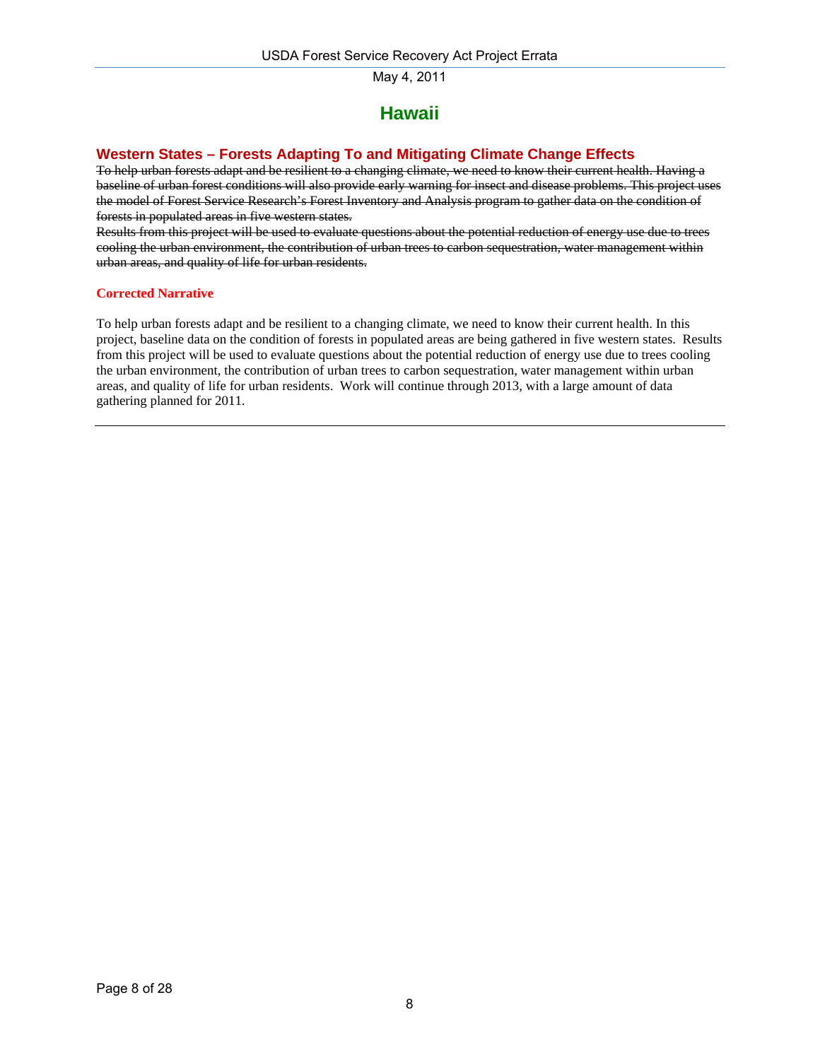# Hawaii

## Western States – Forests Adapting To and Mitigating Climate Change Effects

~~To help urban forests adapt and be resilient to a changing climate, we need to know their current health. Having a baseline of urban forest conditions will also provide early warning for insect and disease problems. This project uses the model of Forest Service Research's Forest Inventory and Analysis program to gather data on the condition of forests in populated areas in five western states.~~

~~Results from this project will be used to evaluate questions about the potential reduction of energy use due to trees cooling the urban environment, the contribution of urban trees to carbon sequestration, water management within urban areas, and quality of life for urban residents.~~

### Corrected Narrative

To help urban forests adapt and be resilient to a changing climate, we need to know their current health. In this project, baseline data on the condition of forests in populated areas are being gathered in five western states. Results from this project will be used to evaluate questions about the potential reduction of energy use due to trees cooling the urban environment, the contribution of urban trees to carbon sequestration, water management within urban areas, and quality of life for urban residents. Work will continue through 2013, with a large amount of data gathering planned for 2011.

---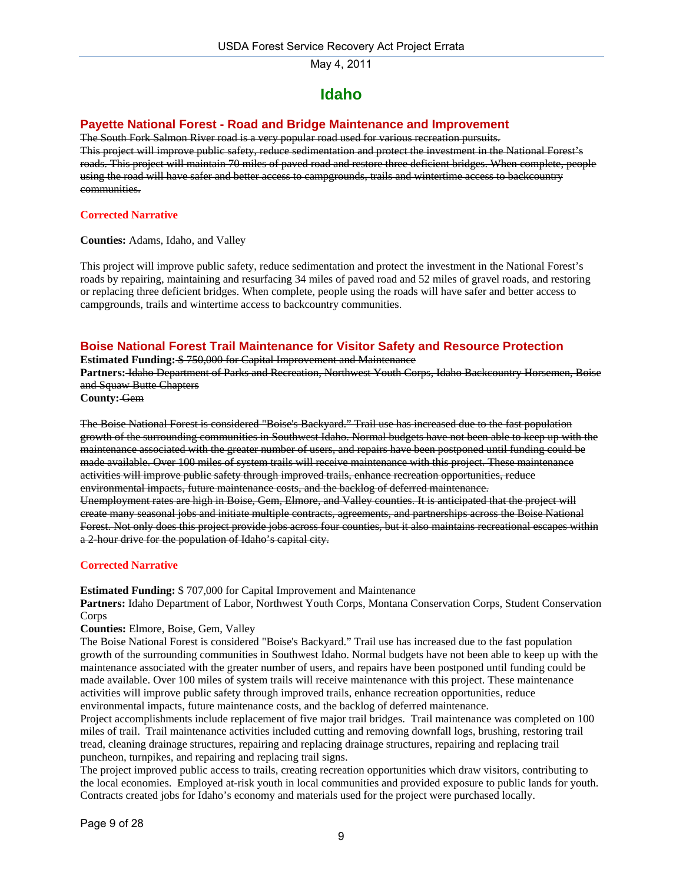# Idaho

## Payette National Forest - Road and Bridge Maintenance and Improvement

~~The South Fork Salmon River road is a very popular road used for various recreation pursuits. This project will improve public safety, reduce sedimentation and protect the investment in the National Forest's roads. This project will maintain 70 miles of paved road and restore three deficient bridges. When complete, people using the road will have safer and better access to campgrounds, trails and wintertime access to backcountry communities.~~

### Corrected Narrative

**Counties:** Adams, Idaho, and Valley

This project will improve public safety, reduce sedimentation and protect the investment in the National Forest's roads by repairing, maintaining and resurfacing 34 miles of paved road and 52 miles of gravel roads, and restoring or replacing three deficient bridges. When complete, people using the roads will have safer and better access to campgrounds, trails and wintertime access to backcountry communities.

## Boise National Forest Trail Maintenance for Visitor Safety and Resource Protection

**Estimated Funding:** ~~$ 750,000 for Capital Improvement and Maintenance~~
**Partners:** ~~Idaho Department of Parks and Recreation, Northwest Youth Corps, Idaho Backcountry Horsemen, Boise and Squaw Butte Chapters~~
**County:** ~~Gem~~

~~The Boise National Forest is considered "Boise's Backyard." Trail use has increased due to the fast population growth of the surrounding communities in Southwest Idaho. Normal budgets have not been able to keep up with the maintenance associated with the greater number of users, and repairs have been postponed until funding could be made available. Over 100 miles of system trails will receive maintenance with this project. These maintenance activities will improve public safety through improved trails, enhance recreation opportunities, reduce environmental impacts, future maintenance costs, and the backlog of deferred maintenance.~~
~~Unemployment rates are high in Boise, Gem, Elmore, and Valley counties. It is anticipated that the project will create many seasonal jobs and initiate multiple contracts, agreements, and partnerships across the Boise National Forest. Not only does this project provide jobs across four counties, but it also maintains recreational escapes within a 2-hour drive for the population of Idaho's capital city.~~

### Corrected Narrative

**Estimated Funding:** $ 707,000 for Capital Improvement and Maintenance
**Partners:** Idaho Department of Labor, Northwest Youth Corps, Montana Conservation Corps, Student Conservation Corps
**Counties:** Elmore, Boise, Gem, Valley
The Boise National Forest is considered "Boise's Backyard." Trail use has increased due to the fast population growth of the surrounding communities in Southwest Idaho. Normal budgets have not been able to keep up with the maintenance associated with the greater number of users, and repairs have been postponed until funding could be made available. Over 100 miles of system trails will receive maintenance with this project. These maintenance activities will improve public safety through improved trails, enhance recreation opportunities, reduce environmental impacts, future maintenance costs, and the backlog of deferred maintenance.
Project accomplishments include replacement of five major trail bridges. Trail maintenance was completed on 100 miles of trail. Trail maintenance activities included cutting and removing downfall logs, brushing, restoring trail tread, cleaning drainage structures, repairing and replacing drainage structures, repairing and replacing trail puncheon, turnpikes, and repairing and replacing trail signs.
The project improved public access to trails, creating recreation opportunities which draw visitors, contributing to the local economies. Employed at-risk youth in local communities and provided exposure to public lands for youth. Contracts created jobs for Idaho's economy and materials used for the project were purchased locally.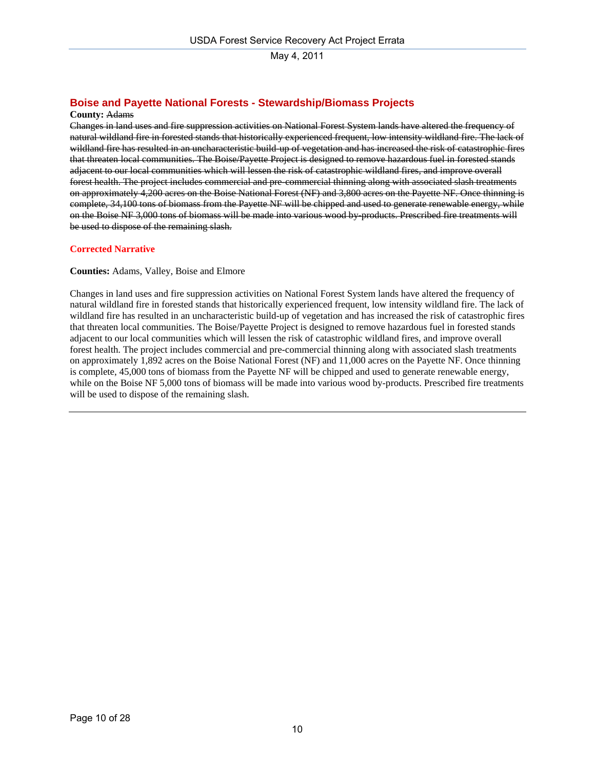## Boise and Payette National Forests - Stewardship/Biomass Projects

**County:** ~~Adams~~

~~Changes in land uses and fire suppression activities on National Forest System lands have altered the frequency of natural wildland fire in forested stands that historically experienced frequent, low intensity wildland fire. The lack of wildland fire has resulted in an uncharacteristic build-up of vegetation and has increased the risk of catastrophic fires that threaten local communities. The Boise/Payette Project is designed to remove hazardous fuel in forested stands adjacent to our local communities which will lessen the risk of catastrophic wildland fires, and improve overall forest health. The project includes commercial and pre-commercial thinning along with associated slash treatments on approximately 4,200 acres on the Boise National Forest (NF) and 3,800 acres on the Payette NF. Once thinning is complete, 34,100 tons of biomass from the Payette NF will be chipped and used to generate renewable energy, while on the Boise NF 3,000 tons of biomass will be made into various wood by-products. Prescribed fire treatments will be used to dispose of the remaining slash.~~

### Corrected Narrative

**Counties:** Adams, Valley, Boise and Elmore

Changes in land uses and fire suppression activities on National Forest System lands have altered the frequency of natural wildland fire in forested stands that historically experienced frequent, low intensity wildland fire. The lack of wildland fire has resulted in an uncharacteristic build-up of vegetation and has increased the risk of catastrophic fires that threaten local communities. The Boise/Payette Project is designed to remove hazardous fuel in forested stands adjacent to our local communities which will lessen the risk of catastrophic wildland fires, and improve overall forest health. The project includes commercial and pre-commercial thinning along with associated slash treatments on approximately 1,892 acres on the Boise National Forest (NF) and 11,000 acres on the Payette NF. Once thinning is complete, 45,000 tons of biomass from the Payette NF will be chipped and used to generate renewable energy, while on the Boise NF 5,000 tons of biomass will be made into various wood by-products. Prescribed fire treatments will be used to dispose of the remaining slash.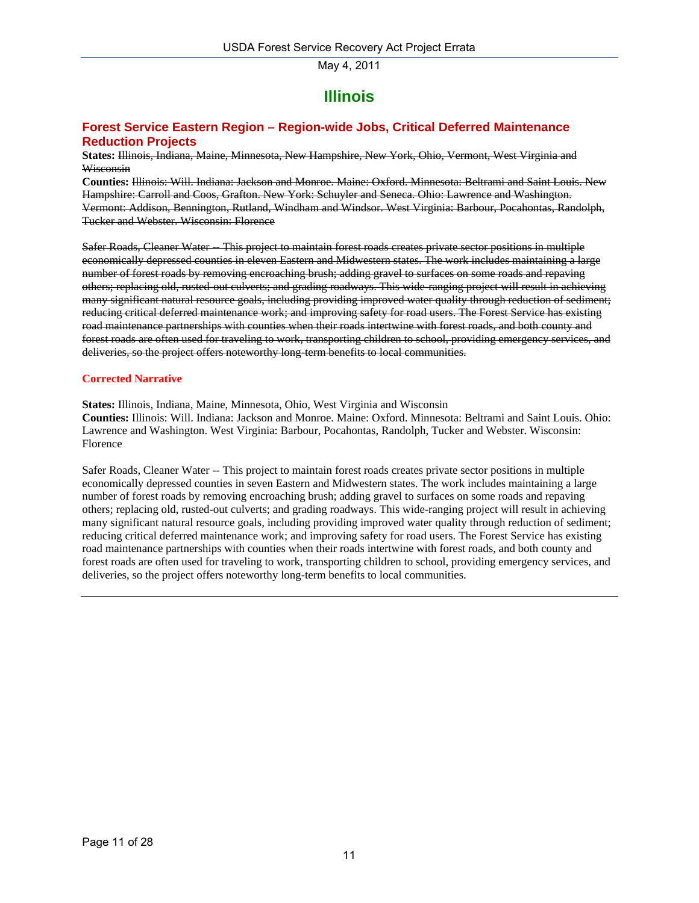# Illinois

## Forest Service Eastern Region – Region-wide Jobs, Critical Deferred Maintenance Reduction Projects

**States:** ~~Illinois, Indiana, Maine, Minnesota, New Hampshire, New York, Ohio, Vermont, West Virginia and Wisconsin~~

**Counties:** ~~Illinois: Will. Indiana: Jackson and Monroe. Maine: Oxford. Minnesota: Beltrami and Saint Louis. New Hampshire: Carroll and Coos, Grafton. New York: Schuyler and Seneca. Ohio: Lawrence and Washington. Vermont: Addison, Bennington, Rutland, Windham and Windsor. West Virginia: Barbour, Pocahontas, Randolph, Tucker and Webster. Wisconsin: Florence~~

~~Safer Roads, Cleaner Water -- This project to maintain forest roads creates private sector positions in multiple economically depressed counties in eleven Eastern and Midwestern states. The work includes maintaining a large number of forest roads by removing encroaching brush; adding gravel to surfaces on some roads and repaving others; replacing old, rusted-out culverts; and grading roadways. This wide-ranging project will result in achieving many significant natural resource goals, including providing improved water quality through reduction of sediment; reducing critical deferred maintenance work; and improving safety for road users. The Forest Service has existing road maintenance partnerships with counties when their roads intertwine with forest roads, and both county and forest roads are often used for traveling to work, transporting children to school, providing emergency services, and deliveries, so the project offers noteworthy long-term benefits to local communities.~~

**Corrected Narrative**

**States:** Illinois, Indiana, Maine, Minnesota, Ohio, West Virginia and Wisconsin

**Counties:** Illinois: Will. Indiana: Jackson and Monroe. Maine: Oxford. Minnesota: Beltrami and Saint Louis. Ohio: Lawrence and Washington. West Virginia: Barbour, Pocahontas, Randolph, Tucker and Webster. Wisconsin: Florence

Safer Roads, Cleaner Water -- This project to maintain forest roads creates private sector positions in multiple economically depressed counties in seven Eastern and Midwestern states. The work includes maintaining a large number of forest roads by removing encroaching brush; adding gravel to surfaces on some roads and repaving others; replacing old, rusted-out culverts; and grading roadways. This wide-ranging project will result in achieving many significant natural resource goals, including providing improved water quality through reduction of sediment; reducing critical deferred maintenance work; and improving safety for road users. The Forest Service has existing road maintenance partnerships with counties when their roads intertwine with forest roads, and both county and forest roads are often used for traveling to work, transporting children to school, providing emergency services, and deliveries, so the project offers noteworthy long-term benefits to local communities.

---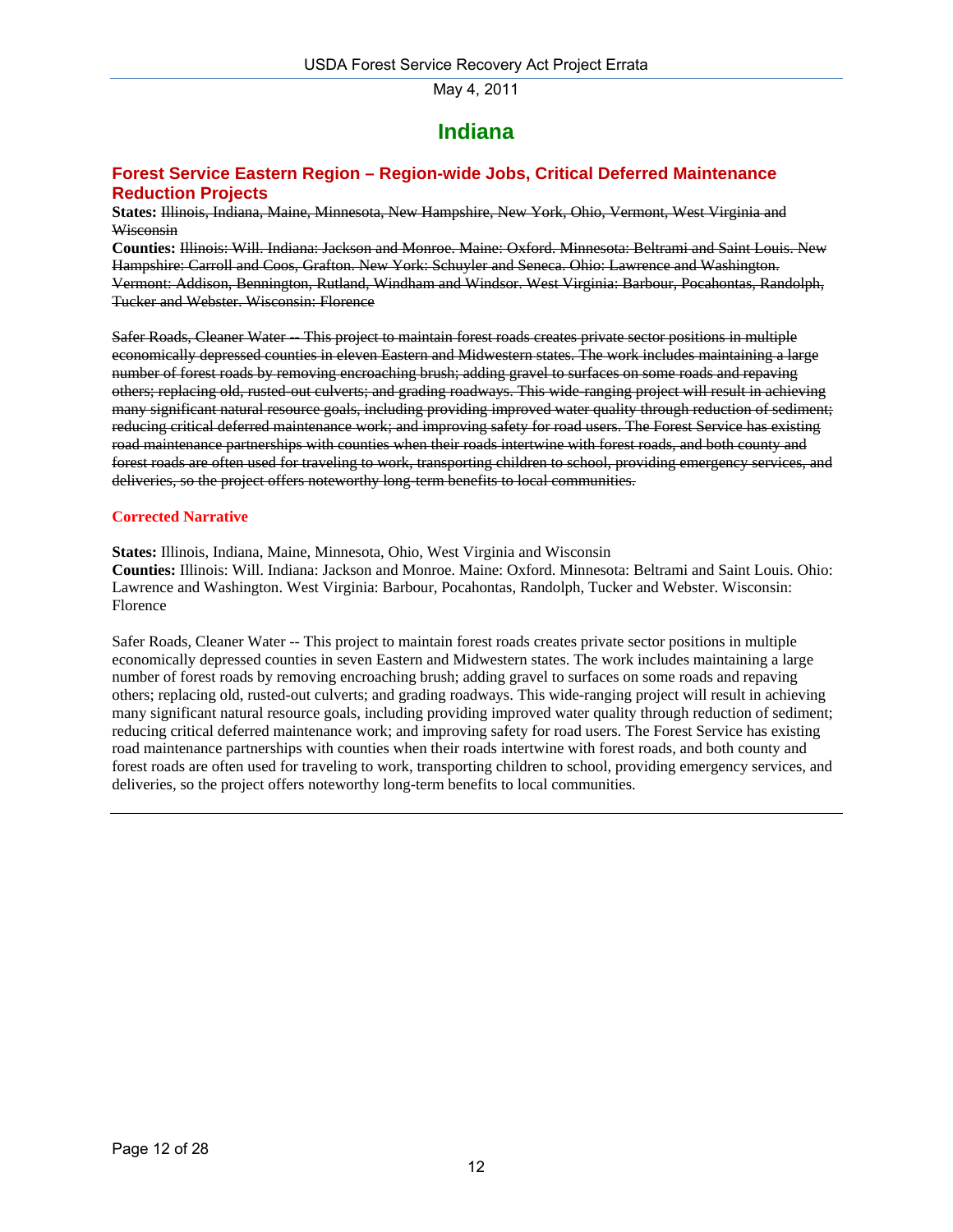# Indiana

## Forest Service Eastern Region – Region-wide Jobs, Critical Deferred Maintenance Reduction Projects

**States:** ~~Illinois, Indiana, Maine, Minnesota, New Hampshire, New York, Ohio, Vermont, West Virginia and Wisconsin~~

**Counties:** ~~Illinois: Will. Indiana: Jackson and Monroe. Maine: Oxford. Minnesota: Beltrami and Saint Louis. New Hampshire: Carroll and Coos, Grafton. New York: Schuyler and Seneca. Ohio: Lawrence and Washington. Vermont: Addison, Bennington, Rutland, Windham and Windsor. West Virginia: Barbour, Pocahontas, Randolph, Tucker and Webster. Wisconsin: Florence~~

~~Safer Roads, Cleaner Water -- This project to maintain forest roads creates private sector positions in multiple economically depressed counties in eleven Eastern and Midwestern states. The work includes maintaining a large number of forest roads by removing encroaching brush; adding gravel to surfaces on some roads and repaving others; replacing old, rusted-out culverts; and grading roadways. This wide-ranging project will result in achieving many significant natural resource goals, including providing improved water quality through reduction of sediment; reducing critical deferred maintenance work; and improving safety for road users. The Forest Service has existing road maintenance partnerships with counties when their roads intertwine with forest roads, and both county and forest roads are often used for traveling to work, transporting children to school, providing emergency services, and deliveries, so the project offers noteworthy long-term benefits to local communities.~~

**Corrected Narrative**

**States:** Illinois, Indiana, Maine, Minnesota, Ohio, West Virginia and Wisconsin

**Counties:** Illinois: Will. Indiana: Jackson and Monroe. Maine: Oxford. Minnesota: Beltrami and Saint Louis. Ohio: Lawrence and Washington. West Virginia: Barbour, Pocahontas, Randolph, Tucker and Webster. Wisconsin: Florence

Safer Roads, Cleaner Water -- This project to maintain forest roads creates private sector positions in multiple economically depressed counties in seven Eastern and Midwestern states. The work includes maintaining a large number of forest roads by removing encroaching brush; adding gravel to surfaces on some roads and repaving others; replacing old, rusted-out culverts; and grading roadways. This wide-ranging project will result in achieving many significant natural resource goals, including providing improved water quality through reduction of sediment; reducing critical deferred maintenance work; and improving safety for road users. The Forest Service has existing road maintenance partnerships with counties when their roads intertwine with forest roads, and both county and forest roads are often used for traveling to work, transporting children to school, providing emergency services, and deliveries, so the project offers noteworthy long-term benefits to local communities.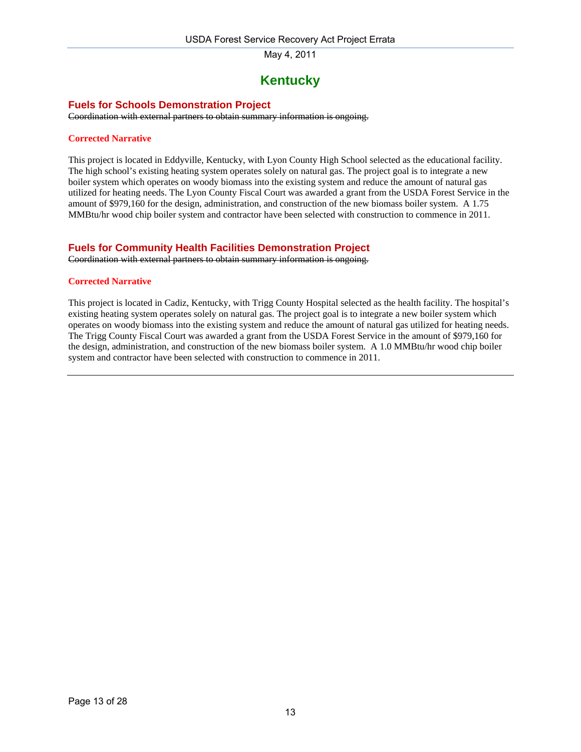# Kentucky

## Fuels for Schools Demonstration Project

~~Coordination with external partners to obtain summary information is ongoing.~~

### Corrected Narrative

This project is located in Eddyville, Kentucky, with Lyon County High School selected as the educational facility. The high school's existing heating system operates solely on natural gas. The project goal is to integrate a new boiler system which operates on woody biomass into the existing system and reduce the amount of natural gas utilized for heating needs. The Lyon County Fiscal Court was awarded a grant from the USDA Forest Service in the amount of $979,160 for the design, administration, and construction of the new biomass boiler system. A 1.75 MMBtu/hr wood chip boiler system and contractor have been selected with construction to commence in 2011.

## Fuels for Community Health Facilities Demonstration Project

~~Coordination with external partners to obtain summary information is ongoing.~~

### Corrected Narrative

This project is located in Cadiz, Kentucky, with Trigg County Hospital selected as the health facility. The hospital's existing heating system operates solely on natural gas. The project goal is to integrate a new boiler system which operates on woody biomass into the existing system and reduce the amount of natural gas utilized for heating needs. The Trigg County Fiscal Court was awarded a grant from the USDA Forest Service in the amount of $979,160 for the design, administration, and construction of the new biomass boiler system. A 1.0 MMBtu/hr wood chip boiler system and contractor have been selected with construction to commence in 2011.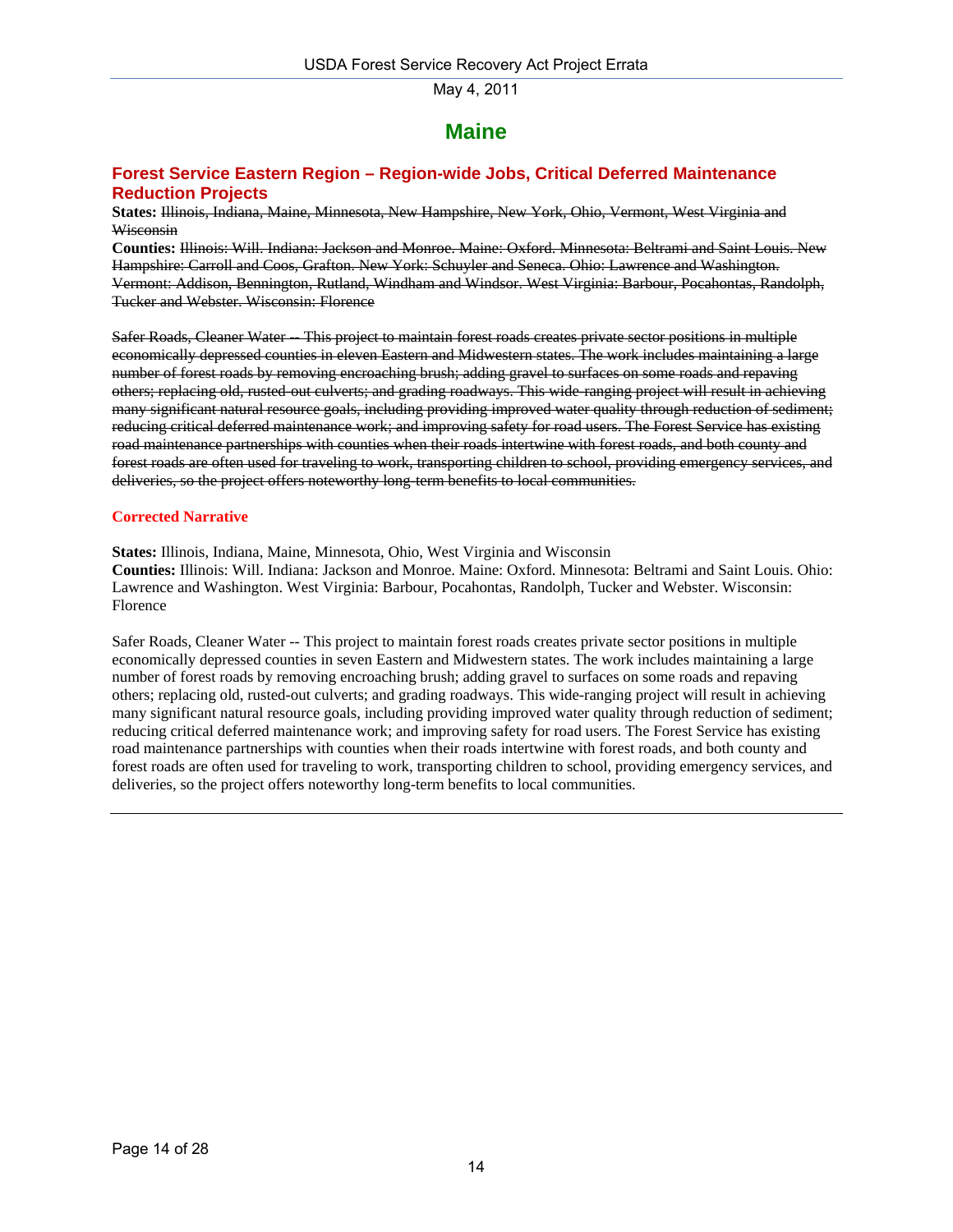# Maine

## Forest Service Eastern Region – Region-wide Jobs, Critical Deferred Maintenance Reduction Projects

**States:** ~~Illinois, Indiana, Maine, Minnesota, New Hampshire, New York, Ohio, Vermont, West Virginia and Wisconsin~~

**Counties:** ~~Illinois: Will. Indiana: Jackson and Monroe. Maine: Oxford. Minnesota: Beltrami and Saint Louis. New Hampshire: Carroll and Coos, Grafton. New York: Schuyler and Seneca. Ohio: Lawrence and Washington. Vermont: Addison, Bennington, Rutland, Windham and Windsor. West Virginia: Barbour, Pocahontas, Randolph, Tucker and Webster. Wisconsin: Florence~~

~~Safer Roads, Cleaner Water -- This project to maintain forest roads creates private sector positions in multiple economically depressed counties in eleven Eastern and Midwestern states. The work includes maintaining a large number of forest roads by removing encroaching brush; adding gravel to surfaces on some roads and repaving others; replacing old, rusted-out culverts; and grading roadways. This wide-ranging project will result in achieving many significant natural resource goals, including providing improved water quality through reduction of sediment; reducing critical deferred maintenance work; and improving safety for road users. The Forest Service has existing road maintenance partnerships with counties when their roads intertwine with forest roads, and both county and forest roads are often used for traveling to work, transporting children to school, providing emergency services, and deliveries, so the project offers noteworthy long-term benefits to local communities.~~

**Corrected Narrative**

**States:** Illinois, Indiana, Maine, Minnesota, Ohio, West Virginia and Wisconsin

**Counties:** Illinois: Will. Indiana: Jackson and Monroe. Maine: Oxford. Minnesota: Beltrami and Saint Louis. Ohio: Lawrence and Washington. West Virginia: Barbour, Pocahontas, Randolph, Tucker and Webster. Wisconsin: Florence

Safer Roads, Cleaner Water -- This project to maintain forest roads creates private sector positions in multiple economically depressed counties in seven Eastern and Midwestern states. The work includes maintaining a large number of forest roads by removing encroaching brush; adding gravel to surfaces on some roads and repaving others; replacing old, rusted-out culverts; and grading roadways. This wide-ranging project will result in achieving many significant natural resource goals, including providing improved water quality through reduction of sediment; reducing critical deferred maintenance work; and improving safety for road users. The Forest Service has existing road maintenance partnerships with counties when their roads intertwine with forest roads, and both county and forest roads are often used for traveling to work, transporting children to school, providing emergency services, and deliveries, so the project offers noteworthy long-term benefits to local communities.

---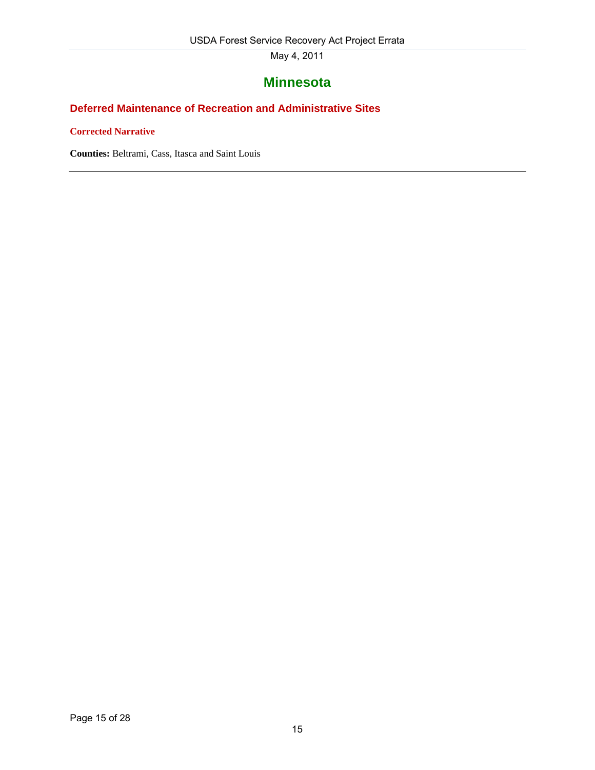# Minnesota

## Deferred Maintenance of Recreation and Administrative Sites

### Corrected Narrative

**Counties:** Beltrami, Cass, Itasca and Saint Louis

---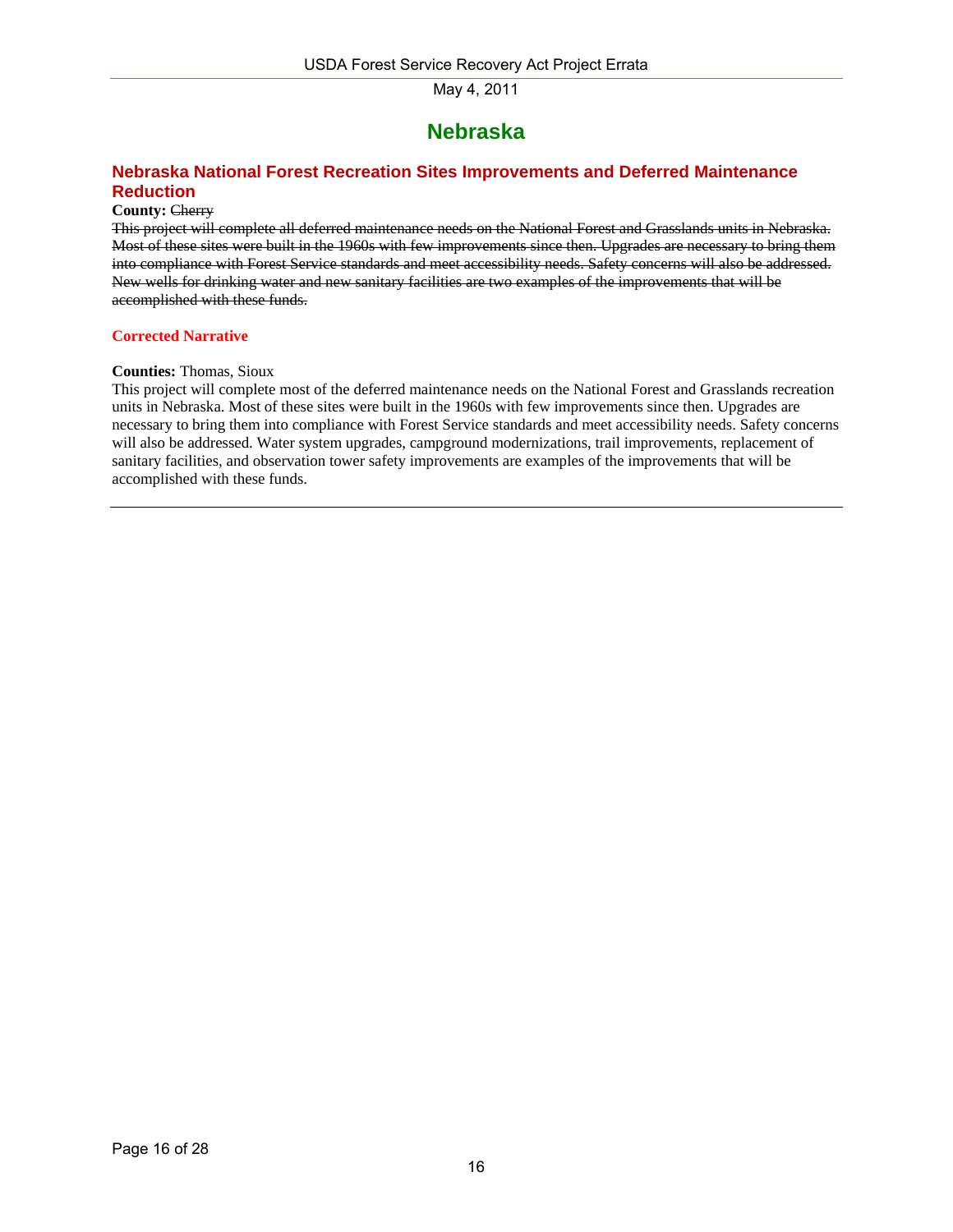# Nebraska

## Nebraska National Forest Recreation Sites Improvements and Deferred Maintenance Reduction

**County:** ~~Cherry~~

~~This project will complete all deferred maintenance needs on the National Forest and Grasslands units in Nebraska. Most of these sites were built in the 1960s with few improvements since then. Upgrades are necessary to bring them into compliance with Forest Service standards and meet accessibility needs. Safety concerns will also be addressed. New wells for drinking water and new sanitary facilities are two examples of the improvements that will be accomplished with these funds.~~

**Corrected Narrative**

**Counties:** Thomas, Sioux

This project will complete most of the deferred maintenance needs on the National Forest and Grasslands recreation units in Nebraska. Most of these sites were built in the 1960s with few improvements since then. Upgrades are necessary to bring them into compliance with Forest Service standards and meet accessibility needs. Safety concerns will also be addressed. Water system upgrades, campground modernizations, trail improvements, replacement of sanitary facilities, and observation tower safety improvements are examples of the improvements that will be accomplished with these funds.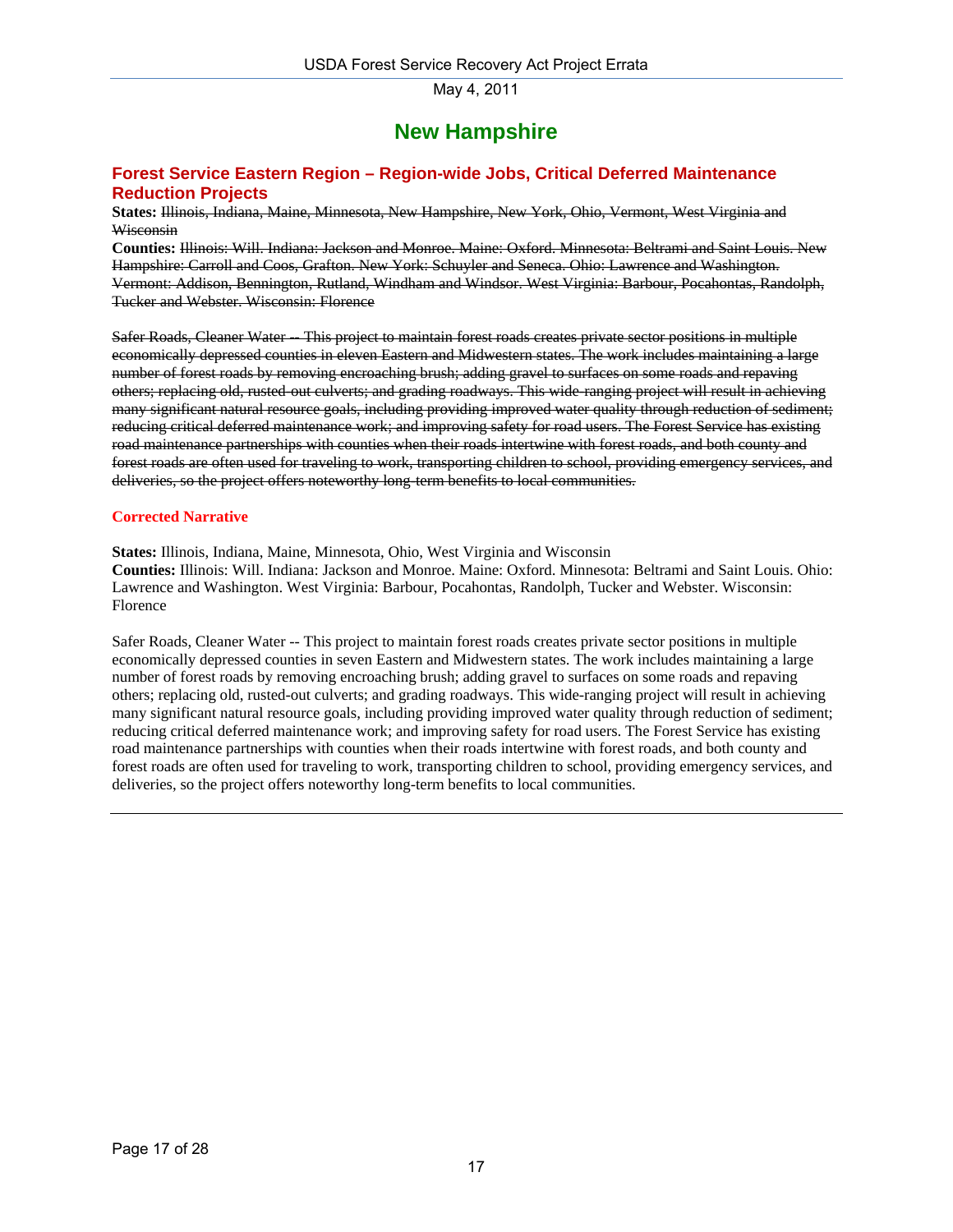# New Hampshire

## Forest Service Eastern Region – Region-wide Jobs, Critical Deferred Maintenance Reduction Projects

**States:** ~~Illinois, Indiana, Maine, Minnesota, New Hampshire, New York, Ohio, Vermont, West Virginia and Wisconsin~~

**Counties:** ~~Illinois: Will. Indiana: Jackson and Monroe. Maine: Oxford. Minnesota: Beltrami and Saint Louis. New Hampshire: Carroll and Coos, Grafton. New York: Schuyler and Seneca. Ohio: Lawrence and Washington. Vermont: Addison, Bennington, Rutland, Windham and Windsor. West Virginia: Barbour, Pocahontas, Randolph, Tucker and Webster. Wisconsin: Florence~~

~~Safer Roads, Cleaner Water -- This project to maintain forest roads creates private sector positions in multiple economically depressed counties in eleven Eastern and Midwestern states. The work includes maintaining a large number of forest roads by removing encroaching brush; adding gravel to surfaces on some roads and repaving others; replacing old, rusted-out culverts; and grading roadways. This wide-ranging project will result in achieving many significant natural resource goals, including providing improved water quality through reduction of sediment; reducing critical deferred maintenance work; and improving safety for road users. The Forest Service has existing road maintenance partnerships with counties when their roads intertwine with forest roads, and both county and forest roads are often used for traveling to work, transporting children to school, providing emergency services, and deliveries, so the project offers noteworthy long-term benefits to local communities.~~

**Corrected Narrative**

**States:** Illinois, Indiana, Maine, Minnesota, Ohio, West Virginia and Wisconsin

**Counties:** Illinois: Will. Indiana: Jackson and Monroe. Maine: Oxford. Minnesota: Beltrami and Saint Louis. Ohio: Lawrence and Washington. West Virginia: Barbour, Pocahontas, Randolph, Tucker and Webster. Wisconsin: Florence

Safer Roads, Cleaner Water -- This project to maintain forest roads creates private sector positions in multiple economically depressed counties in seven Eastern and Midwestern states. The work includes maintaining a large number of forest roads by removing encroaching brush; adding gravel to surfaces on some roads and repaving others; replacing old, rusted-out culverts; and grading roadways. This wide-ranging project will result in achieving many significant natural resource goals, including providing improved water quality through reduction of sediment; reducing critical deferred maintenance work; and improving safety for road users. The Forest Service has existing road maintenance partnerships with counties when their roads intertwine with forest roads, and both county and forest roads are often used for traveling to work, transporting children to school, providing emergency services, and deliveries, so the project offers noteworthy long-term benefits to local communities.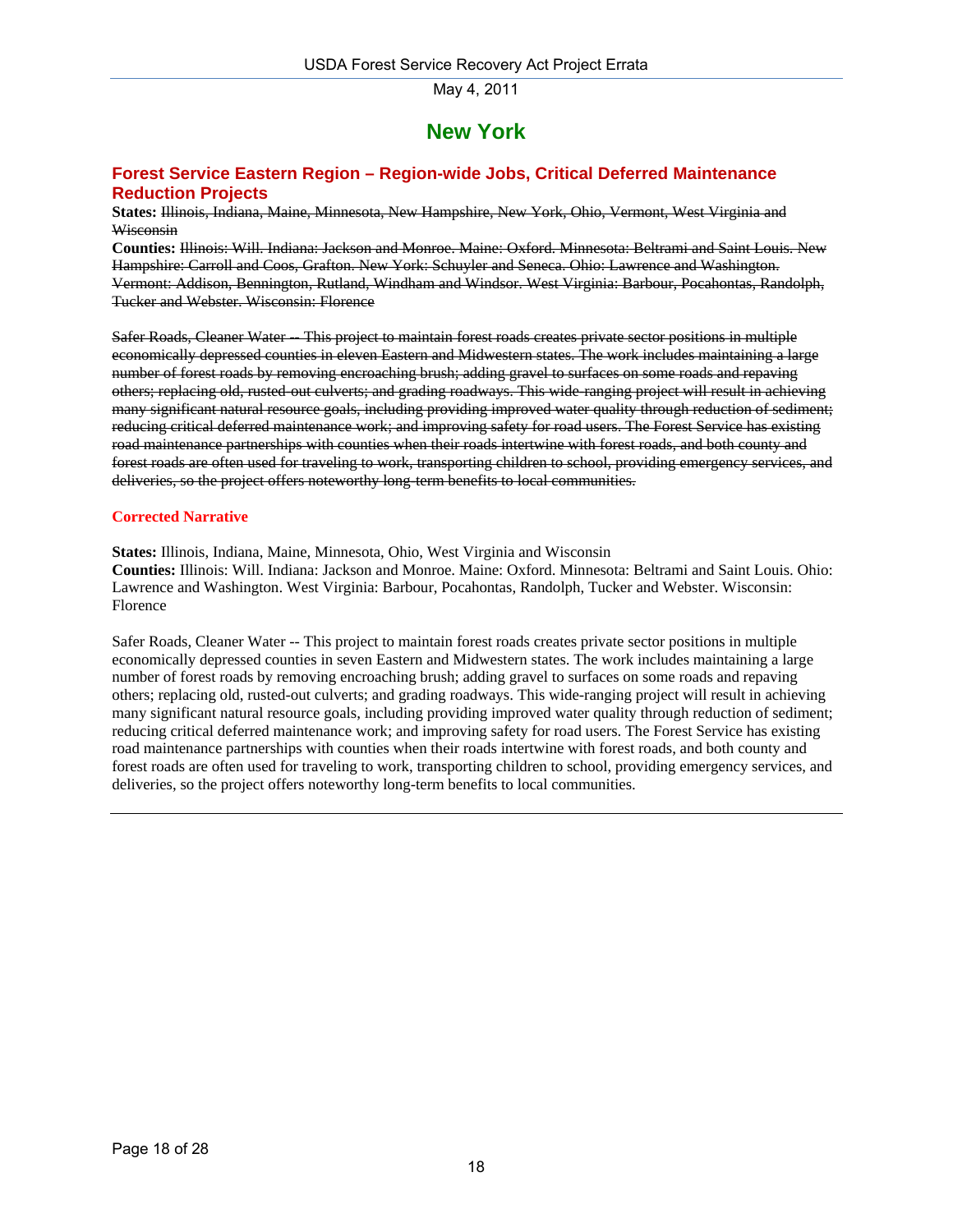# New York

## Forest Service Eastern Region – Region-wide Jobs, Critical Deferred Maintenance Reduction Projects

**States:** ~~Illinois, Indiana, Maine, Minnesota, New Hampshire, New York, Ohio, Vermont, West Virginia and Wisconsin~~

**Counties:** ~~Illinois: Will. Indiana: Jackson and Monroe. Maine: Oxford. Minnesota: Beltrami and Saint Louis. New Hampshire: Carroll and Coos, Grafton. New York: Schuyler and Seneca. Ohio: Lawrence and Washington. Vermont: Addison, Bennington, Rutland, Windham and Windsor. West Virginia: Barbour, Pocahontas, Randolph, Tucker and Webster. Wisconsin: Florence~~

~~Safer Roads, Cleaner Water -- This project to maintain forest roads creates private sector positions in multiple economically depressed counties in eleven Eastern and Midwestern states. The work includes maintaining a large number of forest roads by removing encroaching brush; adding gravel to surfaces on some roads and repaving others; replacing old, rusted-out culverts; and grading roadways. This wide-ranging project will result in achieving many significant natural resource goals, including providing improved water quality through reduction of sediment; reducing critical deferred maintenance work; and improving safety for road users. The Forest Service has existing road maintenance partnerships with counties when their roads intertwine with forest roads, and both county and forest roads are often used for traveling to work, transporting children to school, providing emergency services, and deliveries, so the project offers noteworthy long-term benefits to local communities.~~

**Corrected Narrative**

**States:** Illinois, Indiana, Maine, Minnesota, Ohio, West Virginia and Wisconsin

**Counties:** Illinois: Will. Indiana: Jackson and Monroe. Maine: Oxford. Minnesota: Beltrami and Saint Louis. Ohio: Lawrence and Washington. West Virginia: Barbour, Pocahontas, Randolph, Tucker and Webster. Wisconsin: Florence

Safer Roads, Cleaner Water -- This project to maintain forest roads creates private sector positions in multiple economically depressed counties in seven Eastern and Midwestern states. The work includes maintaining a large number of forest roads by removing encroaching brush; adding gravel to surfaces on some roads and repaving others; replacing old, rusted-out culverts; and grading roadways. This wide-ranging project will result in achieving many significant natural resource goals, including providing improved water quality through reduction of sediment; reducing critical deferred maintenance work; and improving safety for road users. The Forest Service has existing road maintenance partnerships with counties when their roads intertwine with forest roads, and both county and forest roads are often used for traveling to work, transporting children to school, providing emergency services, and deliveries, so the project offers noteworthy long-term benefits to local communities.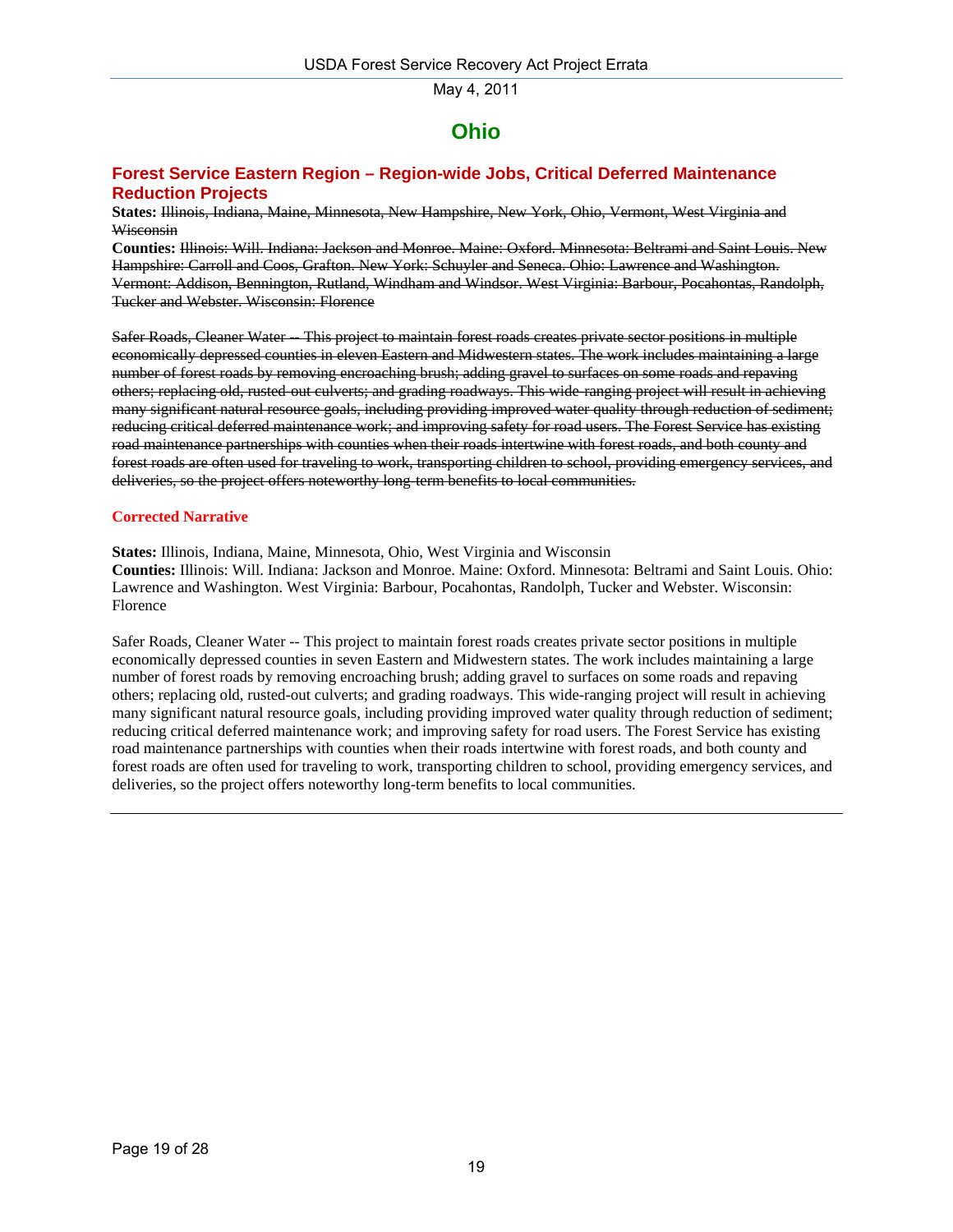# Ohio

## Forest Service Eastern Region – Region-wide Jobs, Critical Deferred Maintenance Reduction Projects

**States:** ~~Illinois, Indiana, Maine, Minnesota, New Hampshire, New York, Ohio, Vermont, West Virginia and Wisconsin~~

**Counties:** ~~Illinois: Will. Indiana: Jackson and Monroe. Maine: Oxford. Minnesota: Beltrami and Saint Louis. New Hampshire: Carroll and Coos, Grafton. New York: Schuyler and Seneca. Ohio: Lawrence and Washington. Vermont: Addison, Bennington, Rutland, Windham and Windsor. West Virginia: Barbour, Pocahontas, Randolph, Tucker and Webster. Wisconsin: Florence~~

~~Safer Roads, Cleaner Water -- This project to maintain forest roads creates private sector positions in multiple economically depressed counties in eleven Eastern and Midwestern states. The work includes maintaining a large number of forest roads by removing encroaching brush; adding gravel to surfaces on some roads and repaving others; replacing old, rusted-out culverts; and grading roadways. This wide-ranging project will result in achieving many significant natural resource goals, including providing improved water quality through reduction of sediment; reducing critical deferred maintenance work; and improving safety for road users. The Forest Service has existing road maintenance partnerships with counties when their roads intertwine with forest roads, and both county and forest roads are often used for traveling to work, transporting children to school, providing emergency services, and deliveries, so the project offers noteworthy long-term benefits to local communities.~~

**Corrected Narrative**

**States:** Illinois, Indiana, Maine, Minnesota, Ohio, West Virginia and Wisconsin

**Counties:** Illinois: Will. Indiana: Jackson and Monroe. Maine: Oxford. Minnesota: Beltrami and Saint Louis. Ohio: Lawrence and Washington. West Virginia: Barbour, Pocahontas, Randolph, Tucker and Webster. Wisconsin: Florence

Safer Roads, Cleaner Water -- This project to maintain forest roads creates private sector positions in multiple economically depressed counties in seven Eastern and Midwestern states. The work includes maintaining a large number of forest roads by removing encroaching brush; adding gravel to surfaces on some roads and repaving others; replacing old, rusted-out culverts; and grading roadways. This wide-ranging project will result in achieving many significant natural resource goals, including providing improved water quality through reduction of sediment; reducing critical deferred maintenance work; and improving safety for road users. The Forest Service has existing road maintenance partnerships with counties when their roads intertwine with forest roads, and both county and forest roads are often used for traveling to work, transporting children to school, providing emergency services, and deliveries, so the project offers noteworthy long-term benefits to local communities.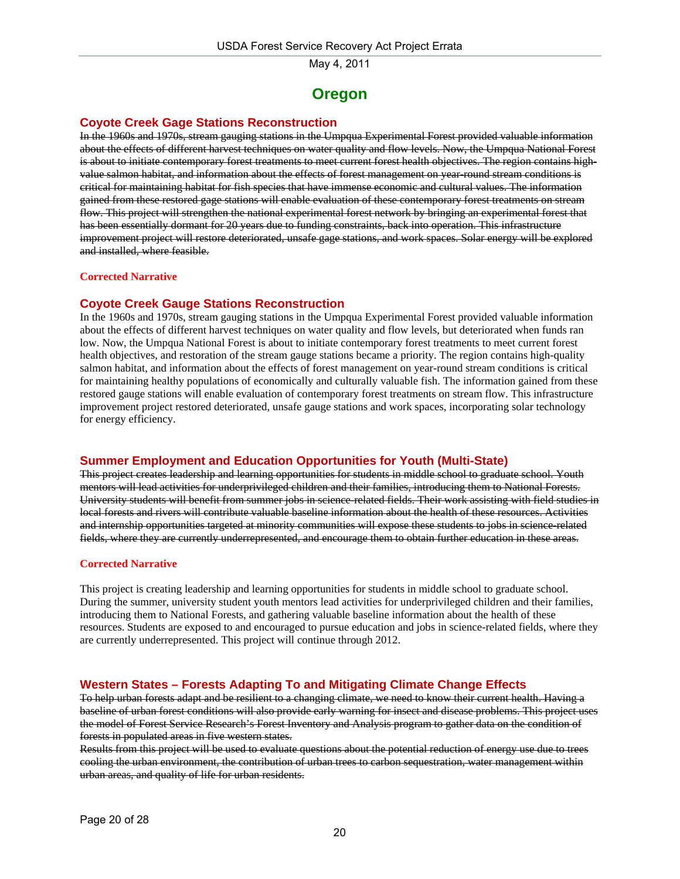# Oregon

## Coyote Creek Gage Stations Reconstruction

~~In the 1960s and 1970s, stream gauging stations in the Umpqua Experimental Forest provided valuable information about the effects of different harvest techniques on water quality and flow levels. Now, the Umpqua National Forest is about to initiate contemporary forest treatments to meet current forest health objectives. The region contains high-value salmon habitat, and information about the effects of forest management on year-round stream conditions is critical for maintaining habitat for fish species that have immense economic and cultural values. The information gained from these restored gage stations will enable evaluation of these contemporary forest treatments on stream flow. This project will strengthen the national experimental forest network by bringing an experimental forest that has been essentially dormant for 20 years due to funding constraints, back into operation. This infrastructure improvement project will restore deteriorated, unsafe gage stations, and work spaces. Solar energy will be explored and installed, where feasible.~~

**Corrected Narrative**

## Coyote Creek Gauge Stations Reconstruction

In the 1960s and 1970s, stream gauging stations in the Umpqua Experimental Forest provided valuable information about the effects of different harvest techniques on water quality and flow levels, but deteriorated when funds ran low. Now, the Umpqua National Forest is about to initiate contemporary forest treatments to meet current forest health objectives, and restoration of the stream gauge stations became a priority. The region contains high-quality salmon habitat, and information about the effects of forest management on year-round stream conditions is critical for maintaining healthy populations of economically and culturally valuable fish. The information gained from these restored gauge stations will enable evaluation of contemporary forest treatments on stream flow. This infrastructure improvement project restored deteriorated, unsafe gauge stations and work spaces, incorporating solar technology for energy efficiency.

## Summer Employment and Education Opportunities for Youth (Multi-State)

~~This project creates leadership and learning opportunities for students in middle school to graduate school. Youth mentors will lead activities for underprivileged children and their families, introducing them to National Forests. University students will benefit from summer jobs in science-related fields. Their work assisting with field studies in local forests and rivers will contribute valuable baseline information about the health of these resources. Activities and internship opportunities targeted at minority communities will expose these students to jobs in science-related fields, where they are currently underrepresented, and encourage them to obtain further education in these areas.~~

**Corrected Narrative**

This project is creating leadership and learning opportunities for students in middle school to graduate school. During the summer, university student youth mentors lead activities for underprivileged children and their families, introducing them to National Forests, and gathering valuable baseline information about the health of these resources. Students are exposed to and encouraged to pursue education and jobs in science-related fields, where they are currently underrepresented. This project will continue through 2012.

## Western States – Forests Adapting To and Mitigating Climate Change Effects

~~To help urban forests adapt and be resilient to a changing climate, we need to know their current health. Having a baseline of urban forest conditions will also provide early warning for insect and disease problems. This project uses the model of Forest Service Research's Forest Inventory and Analysis program to gather data on the condition of forests in populated areas in five western states.~~

~~Results from this project will be used to evaluate questions about the potential reduction of energy use due to trees cooling the urban environment, the contribution of urban trees to carbon sequestration, water management within urban areas, and quality of life for urban residents.~~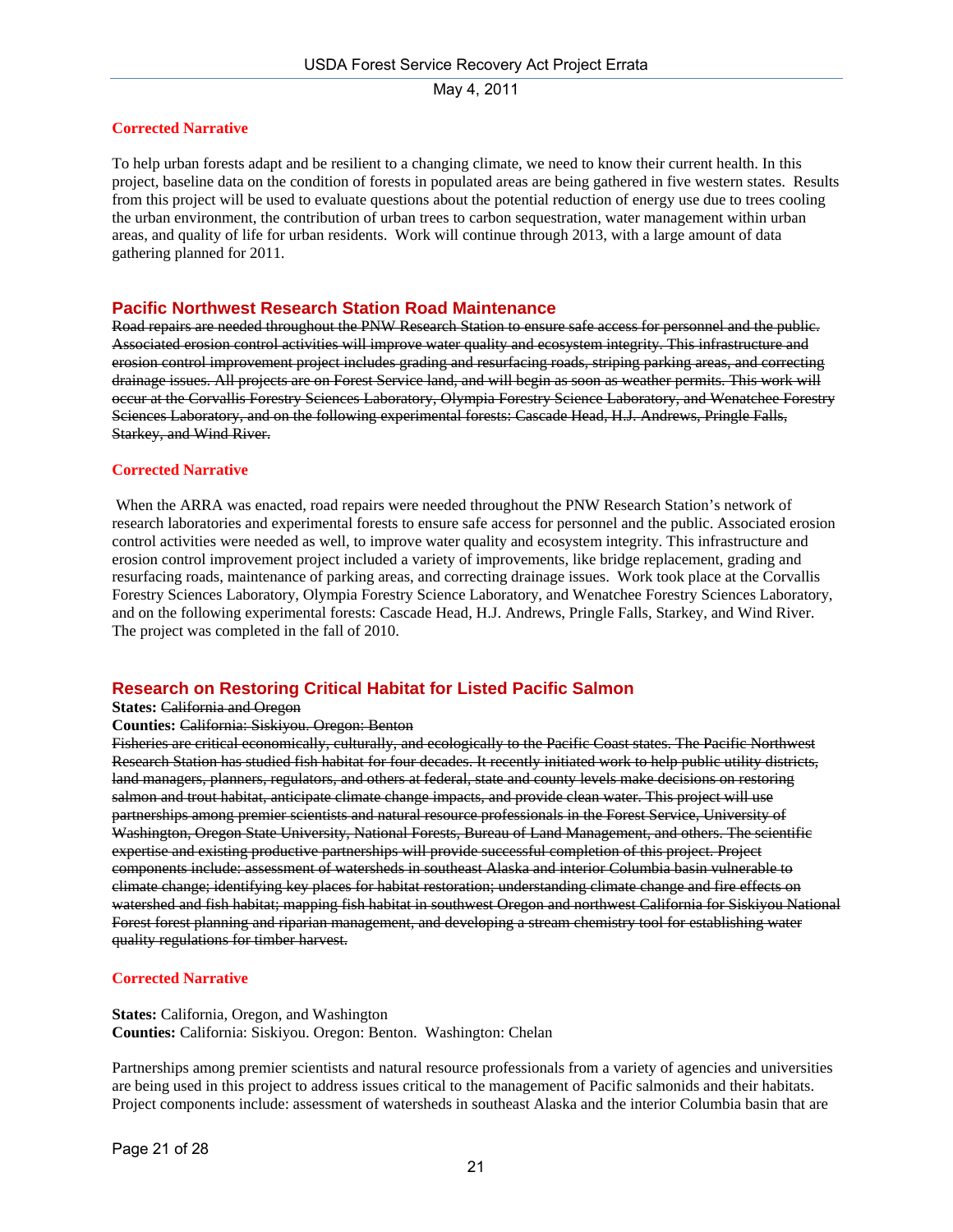**Corrected Narrative**

To help urban forests adapt and be resilient to a changing climate, we need to know their current health. In this project, baseline data on the condition of forests in populated areas are being gathered in five western states. Results from this project will be used to evaluate questions about the potential reduction of energy use due to trees cooling the urban environment, the contribution of urban trees to carbon sequestration, water management within urban areas, and quality of life for urban residents. Work will continue through 2013, with a large amount of data gathering planned for 2011.

## Pacific Northwest Research Station Road Maintenance

~~Road repairs are needed throughout the PNW Research Station to ensure safe access for personnel and the public. Associated erosion control activities will improve water quality and ecosystem integrity. This infrastructure and erosion control improvement project includes grading and resurfacing roads, striping parking areas, and correcting drainage issues. All projects are on Forest Service land, and will begin as soon as weather permits. This work will occur at the Corvallis Forestry Sciences Laboratory, Olympia Forestry Science Laboratory, and Wenatchee Forestry Sciences Laboratory, and on the following experimental forests: Cascade Head, H.J. Andrews, Pringle Falls, Starkey, and Wind River.~~

**Corrected Narrative**

When the ARRA was enacted, road repairs were needed throughout the PNW Research Station's network of research laboratories and experimental forests to ensure safe access for personnel and the public. Associated erosion control activities were needed as well, to improve water quality and ecosystem integrity. This infrastructure and erosion control improvement project included a variety of improvements, like bridge replacement, grading and resurfacing roads, maintenance of parking areas, and correcting drainage issues. Work took place at the Corvallis Forestry Sciences Laboratory, Olympia Forestry Science Laboratory, and Wenatchee Forestry Sciences Laboratory, and on the following experimental forests: Cascade Head, H.J. Andrews, Pringle Falls, Starkey, and Wind River. The project was completed in the fall of 2010.

## Research on Restoring Critical Habitat for Listed Pacific Salmon

**States:** ~~California and Oregon~~
**Counties:** ~~California: Siskiyou. Oregon: Benton~~

~~Fisheries are critical economically, culturally, and ecologically to the Pacific Coast states. The Pacific Northwest Research Station has studied fish habitat for four decades. It recently initiated work to help public utility districts, land managers, planners, regulators, and others at federal, state and county levels make decisions on restoring salmon and trout habitat, anticipate climate change impacts, and provide clean water. This project will use partnerships among premier scientists and natural resource professionals in the Forest Service, University of Washington, Oregon State University, National Forests, Bureau of Land Management, and others. The scientific expertise and existing productive partnerships will provide successful completion of this project. Project components include: assessment of watersheds in southeast Alaska and interior Columbia basin vulnerable to climate change; identifying key places for habitat restoration; understanding climate change and fire effects on watershed and fish habitat; mapping fish habitat in southwest Oregon and northwest California for Siskiyou National Forest forest planning and riparian management, and developing a stream chemistry tool for establishing water quality regulations for timber harvest.~~

**Corrected Narrative**

**States:** California, Oregon, and Washington
**Counties:** California: Siskiyou. Oregon: Benton. Washington: Chelan

Partnerships among premier scientists and natural resource professionals from a variety of agencies and universities are being used in this project to address issues critical to the management of Pacific salmonids and their habitats. Project components include: assessment of watersheds in southeast Alaska and the interior Columbia basin that are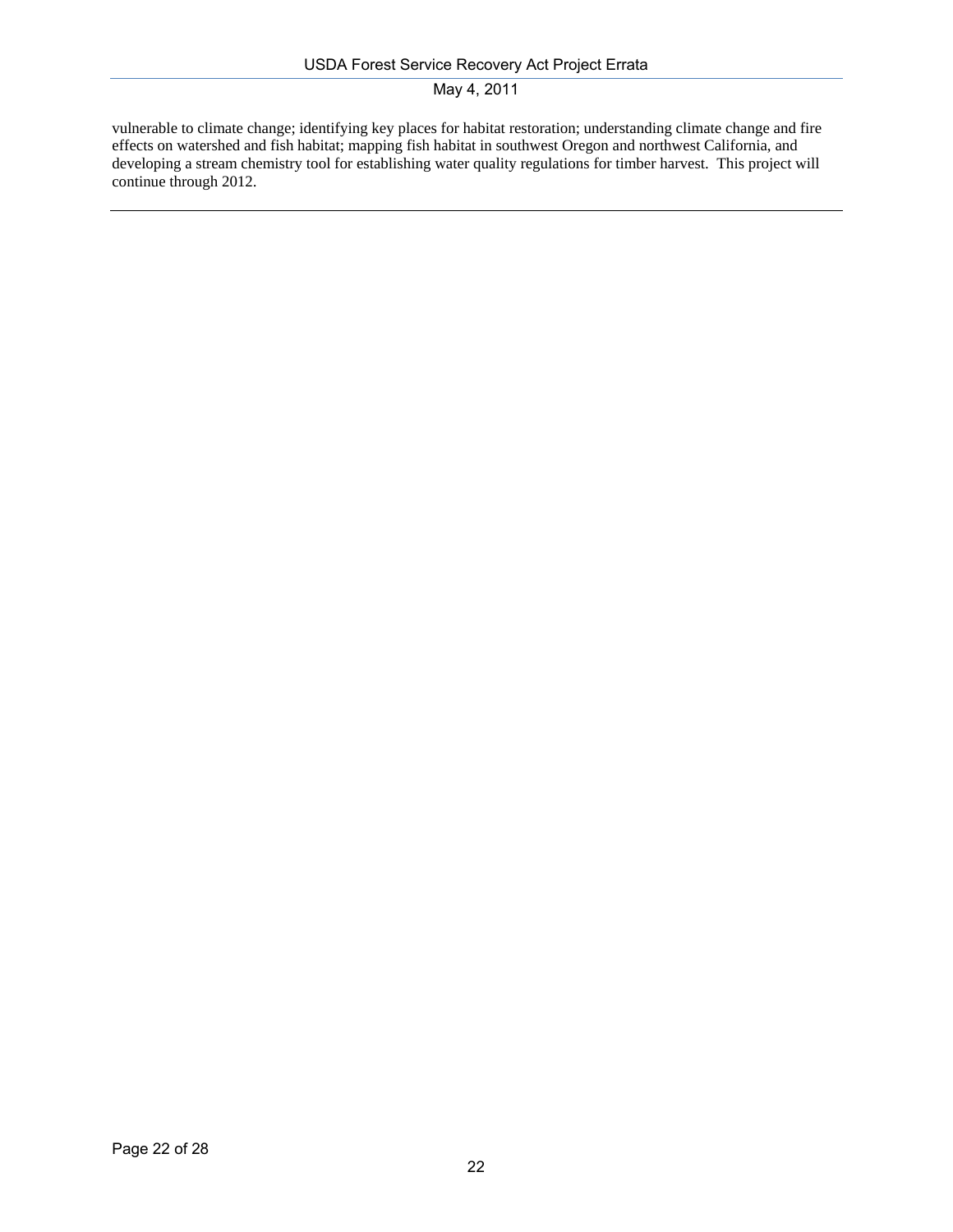vulnerable to climate change; identifying key places for habitat restoration; understanding climate change and fire effects on watershed and fish habitat; mapping fish habitat in southwest Oregon and northwest California, and developing a stream chemistry tool for establishing water quality regulations for timber harvest. This project will continue through 2012.

---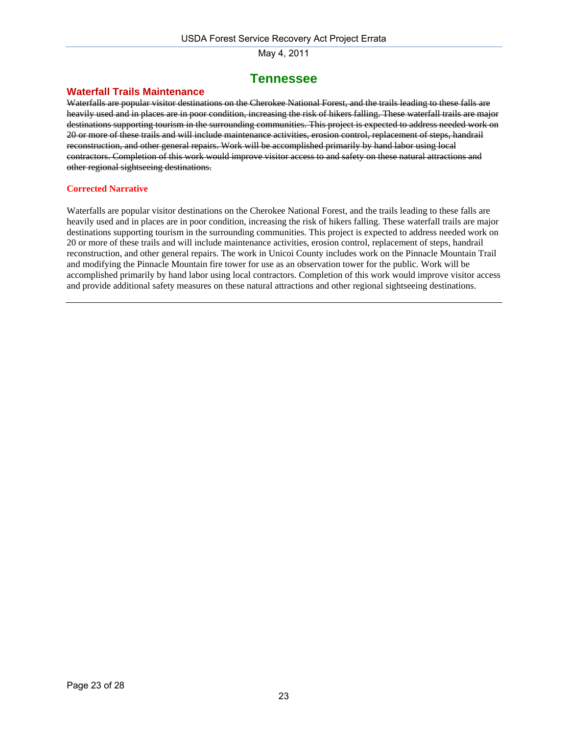# Tennessee

## Waterfall Trails Maintenance

~~Waterfalls are popular visitor destinations on the Cherokee National Forest, and the trails leading to these falls are heavily used and in places are in poor condition, increasing the risk of hikers falling. These waterfall trails are major destinations supporting tourism in the surrounding communities. This project is expected to address needed work on 20 or more of these trails and will include maintenance activities, erosion control, replacement of steps, handrail reconstruction, and other general repairs. Work will be accomplished primarily by hand labor using local contractors. Completion of this work would improve visitor access to and safety on these natural attractions and other regional sightseeing destinations.~~

**Corrected Narrative**

Waterfalls are popular visitor destinations on the Cherokee National Forest, and the trails leading to these falls are heavily used and in places are in poor condition, increasing the risk of hikers falling. These waterfall trails are major destinations supporting tourism in the surrounding communities. This project is expected to address needed work on 20 or more of these trails and will include maintenance activities, erosion control, replacement of steps, handrail reconstruction, and other general repairs. The work in Unicoi County includes work on the Pinnacle Mountain Trail and modifying the Pinnacle Mountain fire tower for use as an observation tower for the public. Work will be accomplished primarily by hand labor using local contractors. Completion of this work would improve visitor access and provide additional safety measures on these natural attractions and other regional sightseeing destinations.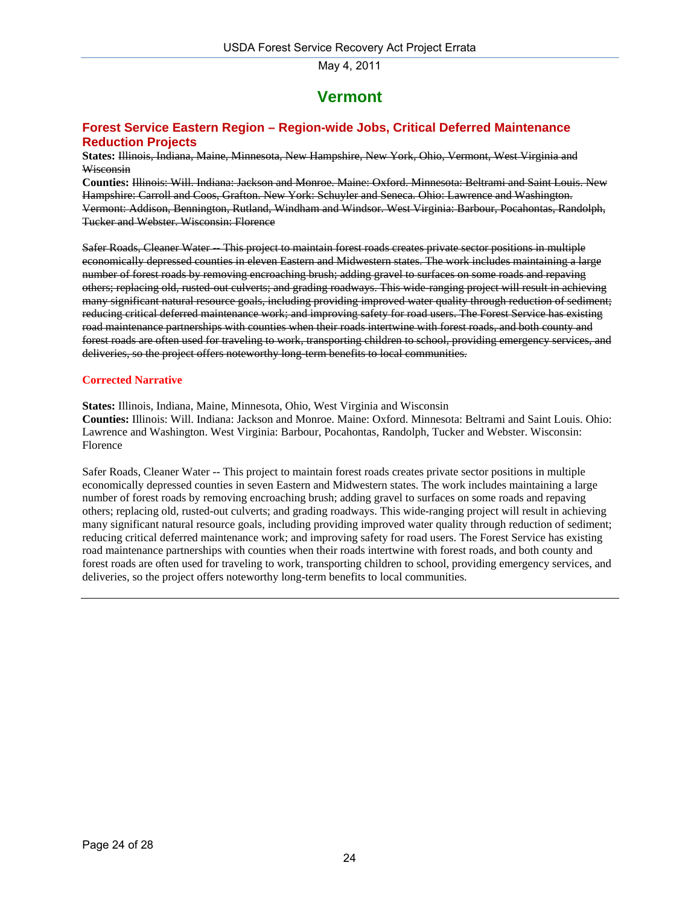# Vermont

## Forest Service Eastern Region – Region-wide Jobs, Critical Deferred Maintenance Reduction Projects

**States:** ~~Illinois, Indiana, Maine, Minnesota, New Hampshire, New York, Ohio, Vermont, West Virginia and Wisconsin~~

**Counties:** ~~Illinois: Will. Indiana: Jackson and Monroe. Maine: Oxford. Minnesota: Beltrami and Saint Louis. New Hampshire: Carroll and Coos, Grafton. New York: Schuyler and Seneca. Ohio: Lawrence and Washington. Vermont: Addison, Bennington, Rutland, Windham and Windsor. West Virginia: Barbour, Pocahontas, Randolph, Tucker and Webster. Wisconsin: Florence~~

~~Safer Roads, Cleaner Water -- This project to maintain forest roads creates private sector positions in multiple economically depressed counties in eleven Eastern and Midwestern states. The work includes maintaining a large number of forest roads by removing encroaching brush; adding gravel to surfaces on some roads and repaving others; replacing old, rusted-out culverts; and grading roadways. This wide-ranging project will result in achieving many significant natural resource goals, including providing improved water quality through reduction of sediment; reducing critical deferred maintenance work; and improving safety for road users. The Forest Service has existing road maintenance partnerships with counties when their roads intertwine with forest roads, and both county and forest roads are often used for traveling to work, transporting children to school, providing emergency services, and deliveries, so the project offers noteworthy long-term benefits to local communities.~~

**Corrected Narrative**

**States:** Illinois, Indiana, Maine, Minnesota, Ohio, West Virginia and Wisconsin

**Counties:** Illinois: Will. Indiana: Jackson and Monroe. Maine: Oxford. Minnesota: Beltrami and Saint Louis. Ohio: Lawrence and Washington. West Virginia: Barbour, Pocahontas, Randolph, Tucker and Webster. Wisconsin: Florence

Safer Roads, Cleaner Water -- This project to maintain forest roads creates private sector positions in multiple economically depressed counties in seven Eastern and Midwestern states. The work includes maintaining a large number of forest roads by removing encroaching brush; adding gravel to surfaces on some roads and repaving others; replacing old, rusted-out culverts; and grading roadways. This wide-ranging project will result in achieving many significant natural resource goals, including providing improved water quality through reduction of sediment; reducing critical deferred maintenance work; and improving safety for road users. The Forest Service has existing road maintenance partnerships with counties when their roads intertwine with forest roads, and both county and forest roads are often used for traveling to work, transporting children to school, providing emergency services, and deliveries, so the project offers noteworthy long-term benefits to local communities.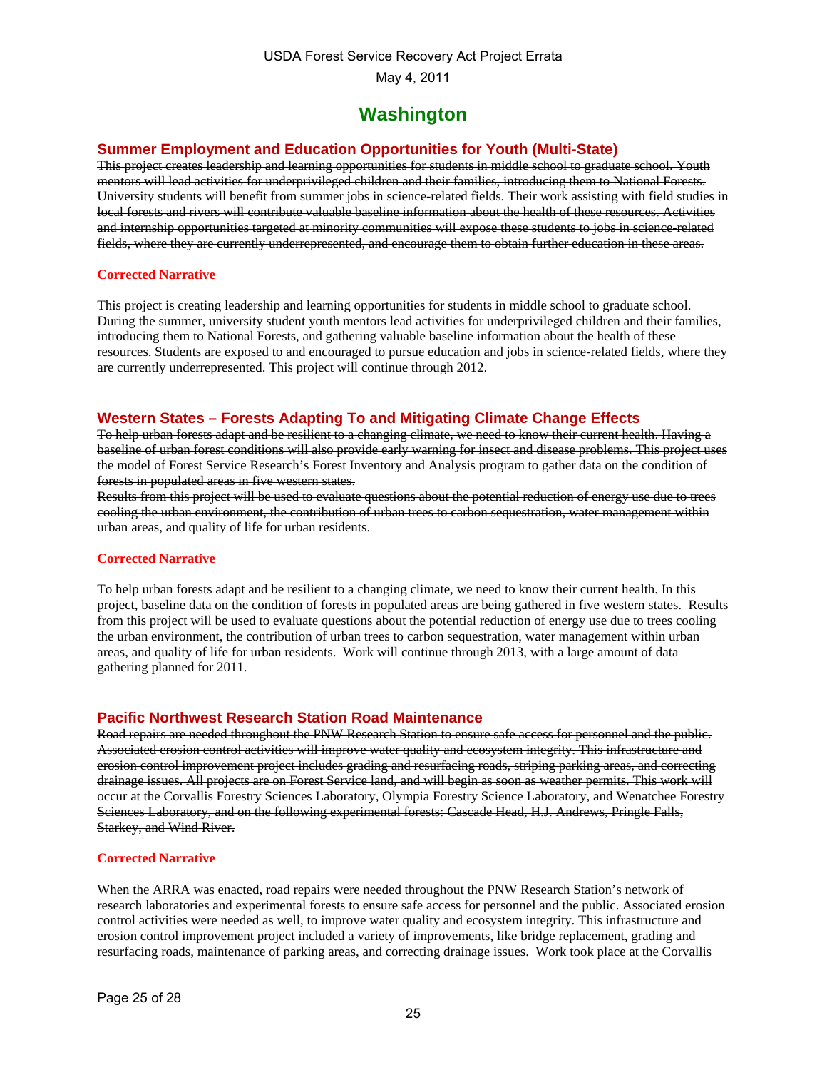# Washington

## Summer Employment and Education Opportunities for Youth (Multi-State)

~~This project creates leadership and learning opportunities for students in middle school to graduate school. Youth mentors will lead activities for underprivileged children and their families, introducing them to National Forests. University students will benefit from summer jobs in science-related fields. Their work assisting with field studies in local forests and rivers will contribute valuable baseline information about the health of these resources. Activities and internship opportunities targeted at minority communities will expose these students to jobs in science-related fields, where they are currently underrepresented, and encourage them to obtain further education in these areas.~~

**Corrected Narrative**

This project is creating leadership and learning opportunities for students in middle school to graduate school. During the summer, university student youth mentors lead activities for underprivileged children and their families, introducing them to National Forests, and gathering valuable baseline information about the health of these resources. Students are exposed to and encouraged to pursue education and jobs in science-related fields, where they are currently underrepresented. This project will continue through 2012.

## Western States – Forests Adapting To and Mitigating Climate Change Effects

~~To help urban forests adapt and be resilient to a changing climate, we need to know their current health. Having a baseline of urban forest conditions will also provide early warning for insect and disease problems. This project uses the model of Forest Service Research's Forest Inventory and Analysis program to gather data on the condition of forests in populated areas in five western states.~~
~~Results from this project will be used to evaluate questions about the potential reduction of energy use due to trees cooling the urban environment, the contribution of urban trees to carbon sequestration, water management within urban areas, and quality of life for urban residents.~~

**Corrected Narrative**

To help urban forests adapt and be resilient to a changing climate, we need to know their current health. In this project, baseline data on the condition of forests in populated areas are being gathered in five western states. Results from this project will be used to evaluate questions about the potential reduction of energy use due to trees cooling the urban environment, the contribution of urban trees to carbon sequestration, water management within urban areas, and quality of life for urban residents. Work will continue through 2013, with a large amount of data gathering planned for 2011.

## Pacific Northwest Research Station Road Maintenance

~~Road repairs are needed throughout the PNW Research Station to ensure safe access for personnel and the public. Associated erosion control activities will improve water quality and ecosystem integrity. This infrastructure and erosion control improvement project includes grading and resurfacing roads, striping parking areas, and correcting drainage issues. All projects are on Forest Service land, and will begin as soon as weather permits. This work will occur at the Corvallis Forestry Sciences Laboratory, Olympia Forestry Science Laboratory, and Wenatchee Forestry Sciences Laboratory, and on the following experimental forests: Cascade Head, H.J. Andrews, Pringle Falls, Starkey, and Wind River.~~

**Corrected Narrative**

When the ARRA was enacted, road repairs were needed throughout the PNW Research Station's network of research laboratories and experimental forests to ensure safe access for personnel and the public. Associated erosion control activities were needed as well, to improve water quality and ecosystem integrity. This infrastructure and erosion control improvement project included a variety of improvements, like bridge replacement, grading and resurfacing roads, maintenance of parking areas, and correcting drainage issues. Work took place at the Corvallis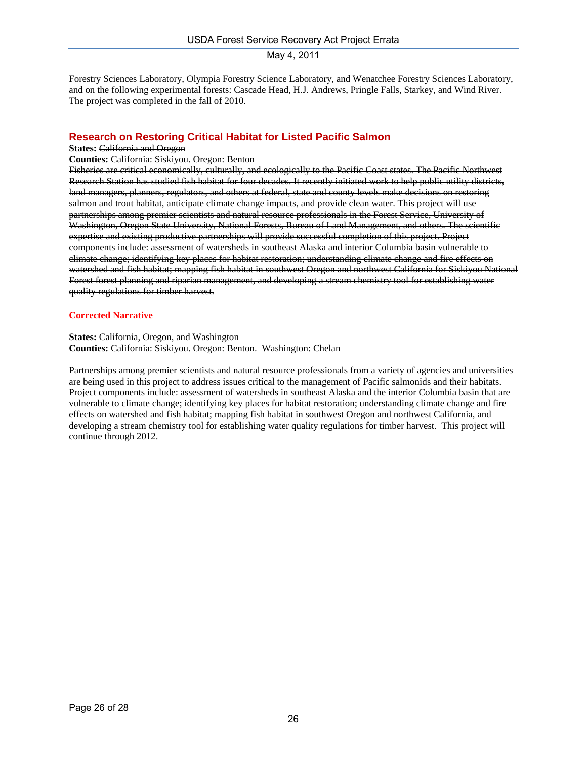Forestry Sciences Laboratory, Olympia Forestry Science Laboratory, and Wenatchee Forestry Sciences Laboratory, and on the following experimental forests: Cascade Head, H.J. Andrews, Pringle Falls, Starkey, and Wind River. The project was completed in the fall of 2010.

## Research on Restoring Critical Habitat for Listed Pacific Salmon

**States:** ~~California and Oregon~~

**Counties:** ~~California: Siskiyou. Oregon: Benton~~

~~Fisheries are critical economically, culturally, and ecologically to the Pacific Coast states. The Pacific Northwest Research Station has studied fish habitat for four decades. It recently initiated work to help public utility districts, land managers, planners, regulators, and others at federal, state and county levels make decisions on restoring salmon and trout habitat, anticipate climate change impacts, and provide clean water. This project will use partnerships among premier scientists and natural resource professionals in the Forest Service, University of Washington, Oregon State University, National Forests, Bureau of Land Management, and others. The scientific expertise and existing productive partnerships will provide successful completion of this project. Project components include: assessment of watersheds in southeast Alaska and interior Columbia basin vulnerable to climate change; identifying key places for habitat restoration; understanding climate change and fire effects on watershed and fish habitat; mapping fish habitat in southwest Oregon and northwest California for Siskiyou National Forest forest planning and riparian management, and developing a stream chemistry tool for establishing water quality regulations for timber harvest.~~

**Corrected Narrative**

**States:** California, Oregon, and Washington
**Counties:** California: Siskiyou. Oregon: Benton. Washington: Chelan

Partnerships among premier scientists and natural resource professionals from a variety of agencies and universities are being used in this project to address issues critical to the management of Pacific salmonids and their habitats. Project components include: assessment of watersheds in southeast Alaska and the interior Columbia basin that are vulnerable to climate change; identifying key places for habitat restoration; understanding climate change and fire effects on watershed and fish habitat; mapping fish habitat in southwest Oregon and northwest California, and developing a stream chemistry tool for establishing water quality regulations for timber harvest. This project will continue through 2012.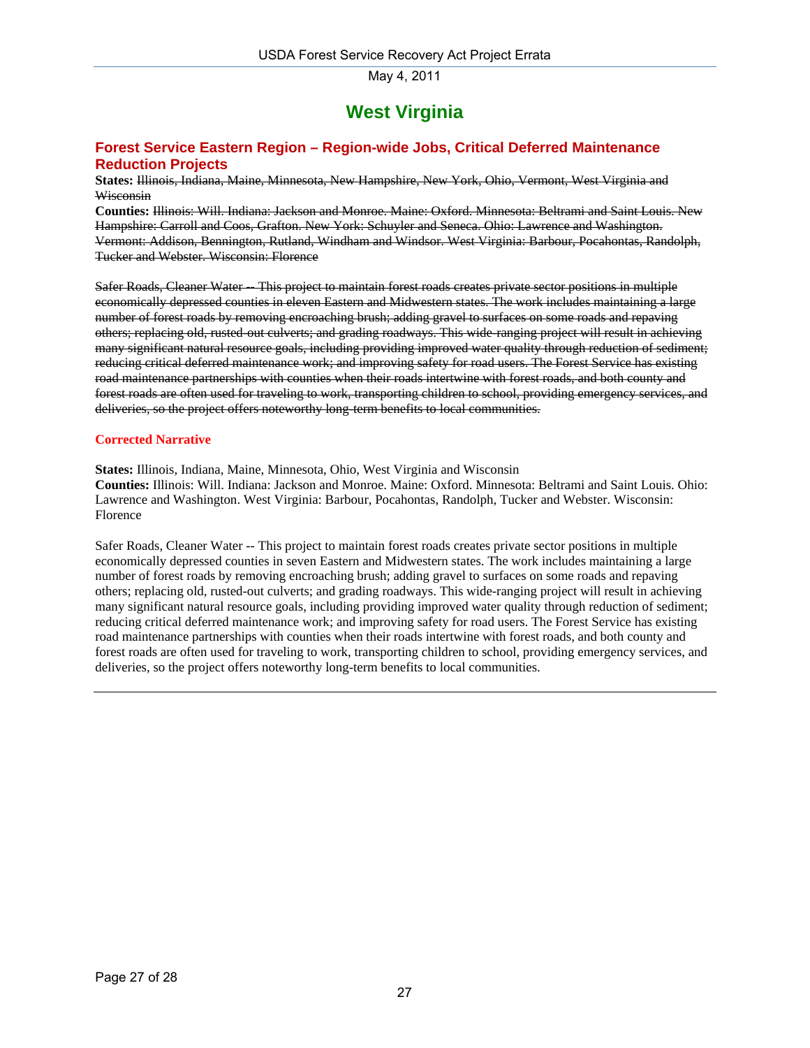# West Virginia

## Forest Service Eastern Region – Region-wide Jobs, Critical Deferred Maintenance Reduction Projects

**States:** ~~Illinois, Indiana, Maine, Minnesota, New Hampshire, New York, Ohio, Vermont, West Virginia and Wisconsin~~

**Counties:** ~~Illinois: Will. Indiana: Jackson and Monroe. Maine: Oxford. Minnesota: Beltrami and Saint Louis. New Hampshire: Carroll and Coos, Grafton. New York: Schuyler and Seneca. Ohio: Lawrence and Washington. Vermont: Addison, Bennington, Rutland, Windham and Windsor. West Virginia: Barbour, Pocahontas, Randolph, Tucker and Webster. Wisconsin: Florence~~

~~Safer Roads, Cleaner Water -- This project to maintain forest roads creates private sector positions in multiple economically depressed counties in eleven Eastern and Midwestern states. The work includes maintaining a large number of forest roads by removing encroaching brush; adding gravel to surfaces on some roads and repaving others; replacing old, rusted-out culverts; and grading roadways. This wide-ranging project will result in achieving many significant natural resource goals, including providing improved water quality through reduction of sediment; reducing critical deferred maintenance work; and improving safety for road users. The Forest Service has existing road maintenance partnerships with counties when their roads intertwine with forest roads, and both county and forest roads are often used for traveling to work, transporting children to school, providing emergency services, and deliveries, so the project offers noteworthy long-term benefits to local communities.~~

### Corrected Narrative

**States:** Illinois, Indiana, Maine, Minnesota, Ohio, West Virginia and Wisconsin

**Counties:** Illinois: Will. Indiana: Jackson and Monroe. Maine: Oxford. Minnesota: Beltrami and Saint Louis. Ohio: Lawrence and Washington. West Virginia: Barbour, Pocahontas, Randolph, Tucker and Webster. Wisconsin: Florence

Safer Roads, Cleaner Water -- This project to maintain forest roads creates private sector positions in multiple economically depressed counties in seven Eastern and Midwestern states. The work includes maintaining a large number of forest roads by removing encroaching brush; adding gravel to surfaces on some roads and repaving others; replacing old, rusted-out culverts; and grading roadways. This wide-ranging project will result in achieving many significant natural resource goals, including providing improved water quality through reduction of sediment; reducing critical deferred maintenance work; and improving safety for road users. The Forest Service has existing road maintenance partnerships with counties when their roads intertwine with forest roads, and both county and forest roads are often used for traveling to work, transporting children to school, providing emergency services, and deliveries, so the project offers noteworthy long-term benefits to local communities.

---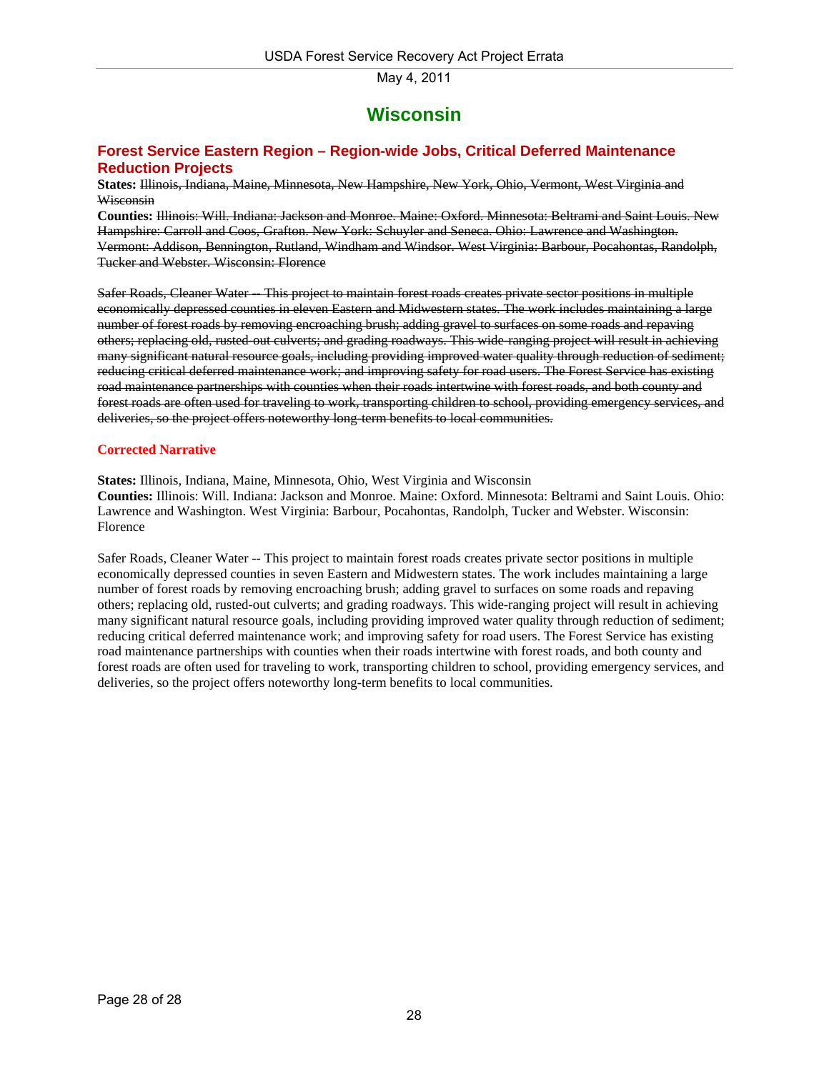# Wisconsin

## Forest Service Eastern Region – Region-wide Jobs, Critical Deferred Maintenance Reduction Projects

**States:** ~~Illinois, Indiana, Maine, Minnesota, New Hampshire, New York, Ohio, Vermont, West Virginia and Wisconsin~~

**Counties:** ~~Illinois: Will. Indiana: Jackson and Monroe. Maine: Oxford. Minnesota: Beltrami and Saint Louis. New Hampshire: Carroll and Coos, Grafton. New York: Schuyler and Seneca. Ohio: Lawrence and Washington. Vermont: Addison, Bennington, Rutland, Windham and Windsor. West Virginia: Barbour, Pocahontas, Randolph, Tucker and Webster. Wisconsin: Florence~~

~~Safer Roads, Cleaner Water -- This project to maintain forest roads creates private sector positions in multiple economically depressed counties in eleven Eastern and Midwestern states. The work includes maintaining a large number of forest roads by removing encroaching brush; adding gravel to surfaces on some roads and repaving others; replacing old, rusted-out culverts; and grading roadways. This wide-ranging project will result in achieving many significant natural resource goals, including providing improved water quality through reduction of sediment; reducing critical deferred maintenance work; and improving safety for road users. The Forest Service has existing road maintenance partnerships with counties when their roads intertwine with forest roads, and both county and forest roads are often used for traveling to work, transporting children to school, providing emergency services, and deliveries, so the project offers noteworthy long-term benefits to local communities.~~

**Corrected Narrative**

**States:** Illinois, Indiana, Maine, Minnesota, Ohio, West Virginia and Wisconsin

**Counties:** Illinois: Will. Indiana: Jackson and Monroe. Maine: Oxford. Minnesota: Beltrami and Saint Louis. Ohio: Lawrence and Washington. West Virginia: Barbour, Pocahontas, Randolph, Tucker and Webster. Wisconsin: Florence

Safer Roads, Cleaner Water -- This project to maintain forest roads creates private sector positions in multiple economically depressed counties in seven Eastern and Midwestern states. The work includes maintaining a large number of forest roads by removing encroaching brush; adding gravel to surfaces on some roads and repaving others; replacing old, rusted-out culverts; and grading roadways. This wide-ranging project will result in achieving many significant natural resource goals, including providing improved water quality through reduction of sediment; reducing critical deferred maintenance work; and improving safety for road users. The Forest Service has existing road maintenance partnerships with counties when their roads intertwine with forest roads, and both county and forest roads are often used for traveling to work, transporting children to school, providing emergency services, and deliveries, so the project offers noteworthy long-term benefits to local communities.